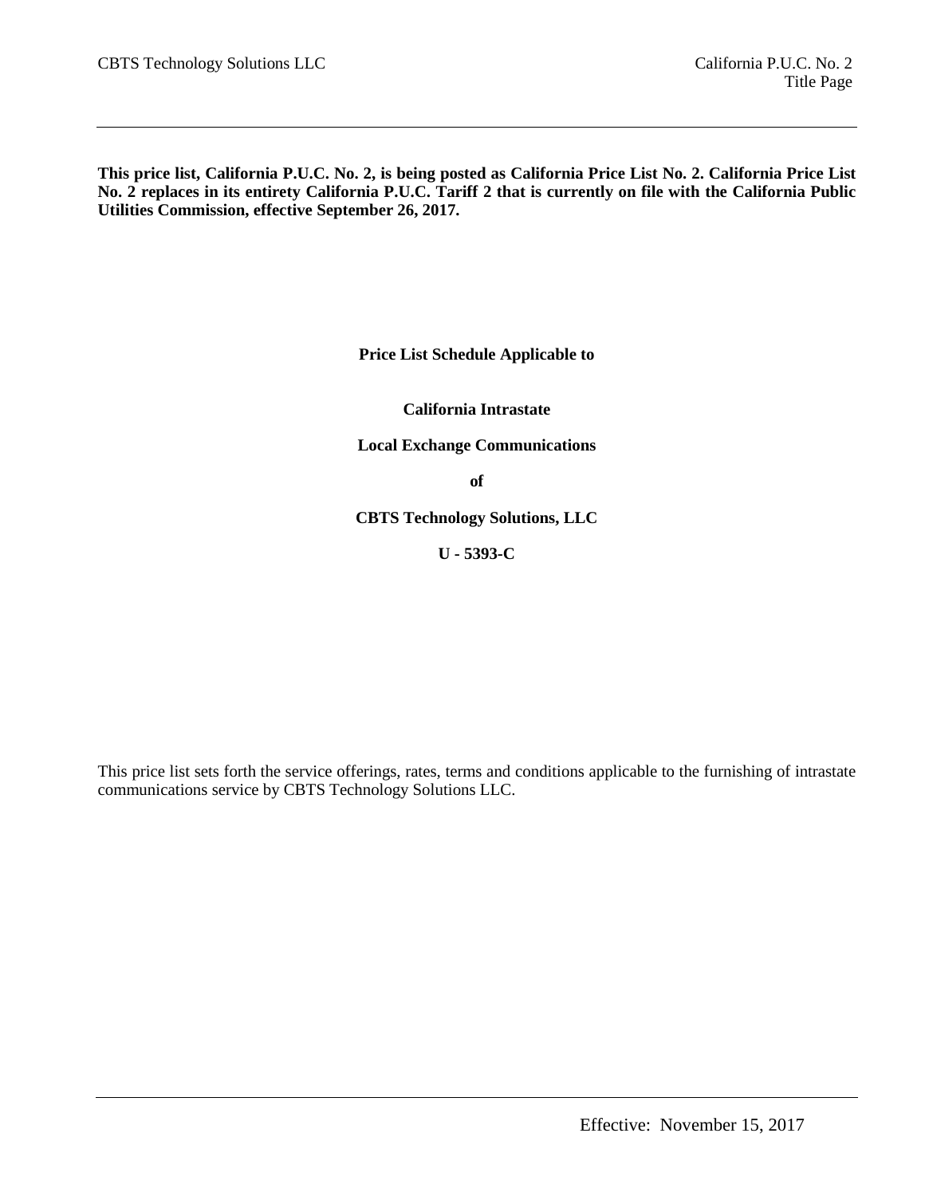**This price list, California P.U.C. No. 2, is being posted as California Price List No. 2. California Price List No. 2 replaces in its entirety California P.U.C. Tariff 2 that is currently on file with the California Public Utilities Commission, effective September 26, 2017.**

**Price List Schedule Applicable to**

**California Intrastate**

**Local Exchange Communications**

**of**

**CBTS Technology Solutions, LLC**

**U - 5393-C**

This price list sets forth the service offerings, rates, terms and conditions applicable to the furnishing of intrastate communications service by CBTS Technology Solutions LLC.

Effective: November 15, 2017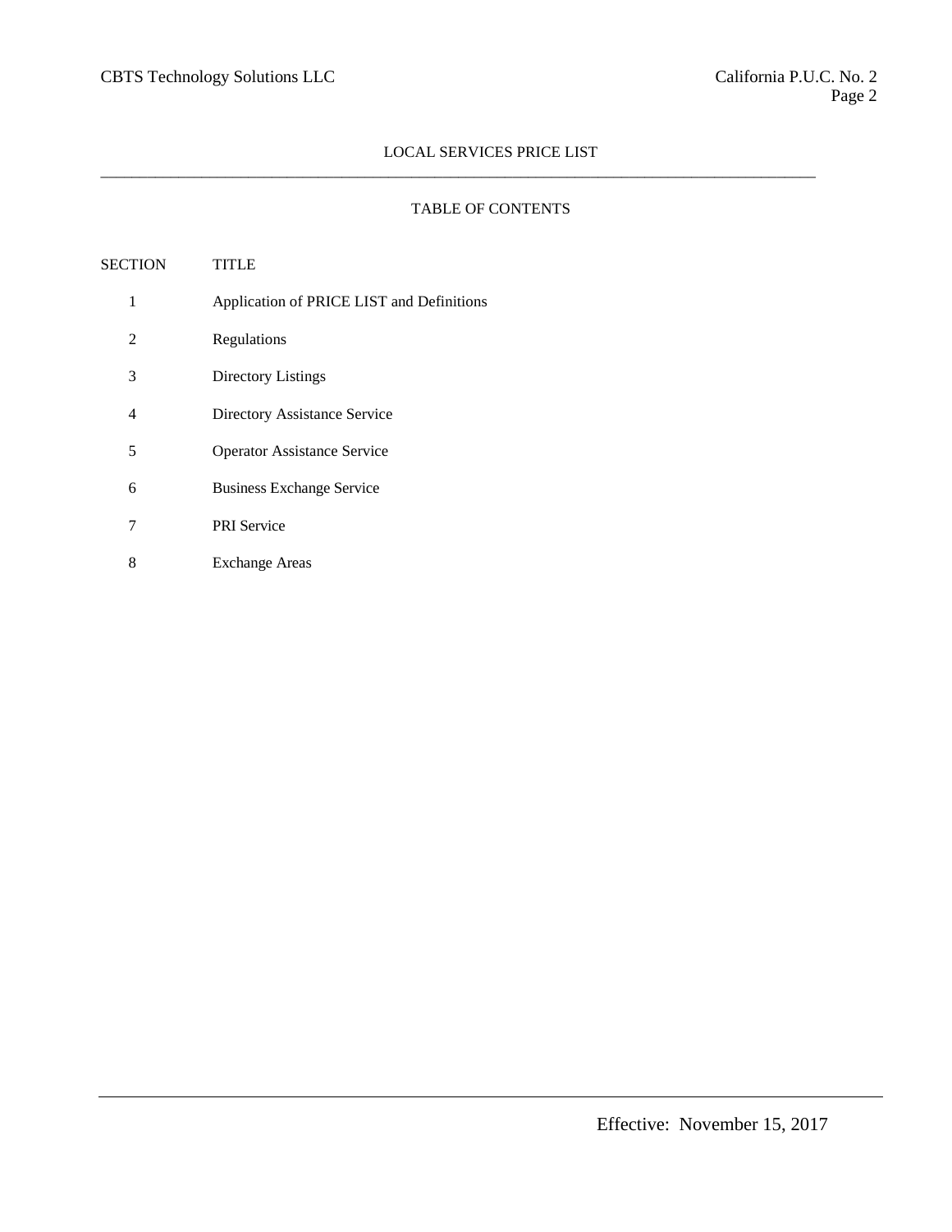# LOCAL SERVICES PRICE LIST

## TABLE OF CONTENTS

| SECTION | TITLE |
| --- | --- |
| 1 | Application of PRICE LIST and Definitions |
| 2 | Regulations |
| 3 | Directory Listings |
| 4 | Directory Assistance Service |
| 5 | Operator Assistance Service |
| 6 | Business Exchange Service |
| 7 | PRI Service |
| 8 | Exchange Areas |

Effective: November 15, 2017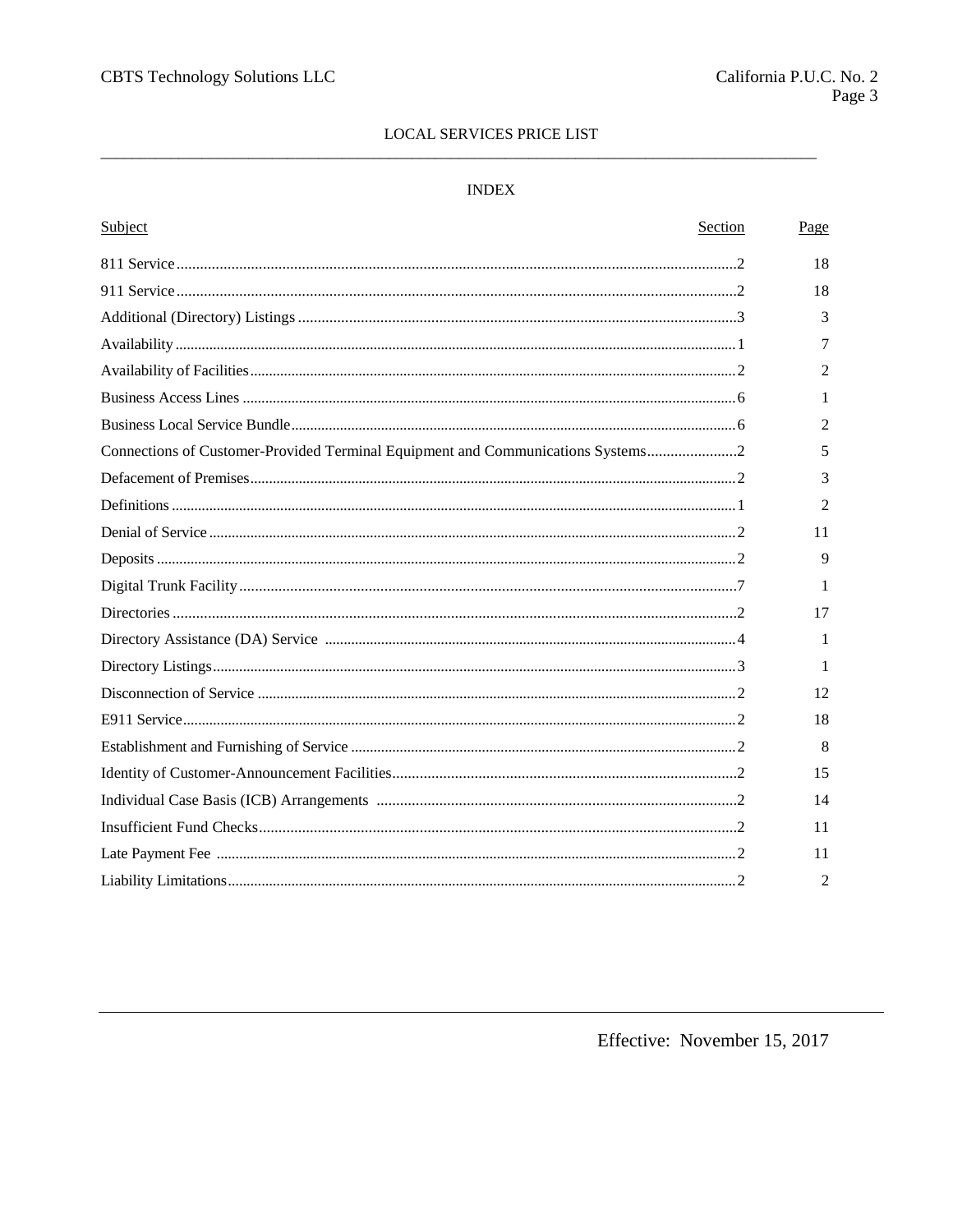## LOCAL SERVICES PRICE LIST

### INDEX

| Subject | Section | Page |
|---|---|---|
| 811 Service | 2 | 18 |
| 911 Service | 2 | 18 |
| Additional (Directory) Listings | 3 | 3 |
| Availability | 1 | 7 |
| Availability of Facilities | 2 | 2 |
| Business Access Lines | 6 | 1 |
| Business Local Service Bundle | 6 | 2 |
| Connections of Customer-Provided Terminal Equipment and Communications Systems | 2 | 5 |
| Defacement of Premises | 2 | 3 |
| Definitions | 1 | 2 |
| Denial of Service | 2 | 11 |
| Deposits | 2 | 9 |
| Digital Trunk Facility | 7 | 1 |
| Directories | 2 | 17 |
| Directory Assistance (DA) Service | 4 | 1 |
| Directory Listings | 3 | 1 |
| Disconnection of Service | 2 | 12 |
| E911 Service | 2 | 18 |
| Establishment and Furnishing of Service | 2 | 8 |
| Identity of Customer-Announcement Facilities | 2 | 15 |
| Individual Case Basis (ICB) Arrangements | 2 | 14 |
| Insufficient Fund Checks | 2 | 11 |
| Late Payment Fee | 2 | 11 |
| Liability Limitations | 2 | 2 |

Effective: November 15, 2017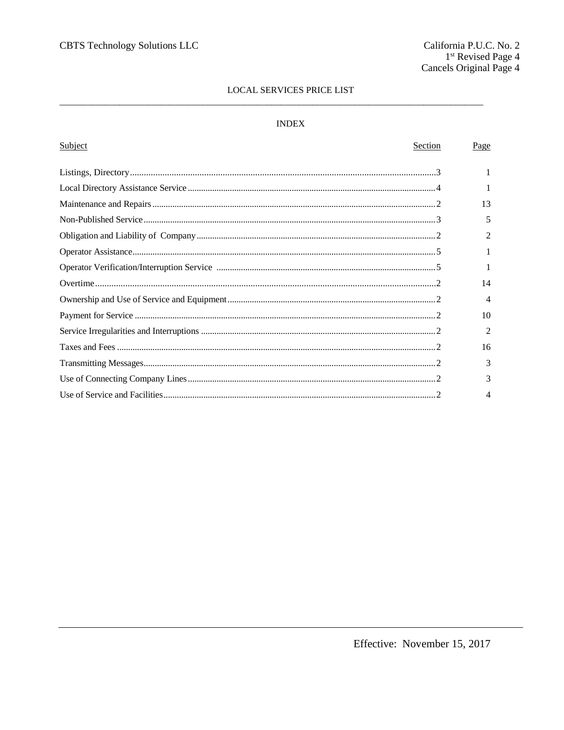CBTS Technology Solutions LLC

California P.U.C. No. 2
1st Revised Page 4
Cancels Original Page 4

LOCAL SERVICES PRICE LIST

## INDEX

| Subject | Section | Page |
|---|---|---|
| Listings, Directory | 3 | 1 |
| Local Directory Assistance Service | 4 | 1 |
| Maintenance and Repairs | 2 | 13 |
| Non-Published Service | 3 | 5 |
| Obligation and Liability of Company | 2 | 2 |
| Operator Assistance | 5 | 1 |
| Operator Verification/Interruption Service | 5 | 1 |
| Overtime | 2 | 14 |
| Ownership and Use of Service and Equipment | 2 | 4 |
| Payment for Service | 2 | 10 |
| Service Irregularities and Interruptions | 2 | 2 |
| Taxes and Fees | 2 | 16 |
| Transmitting Messages | 2 | 3 |
| Use of Connecting Company Lines | 2 | 3 |
| Use of Service and Facilities | 2 | 4 |

Effective: November 15, 2017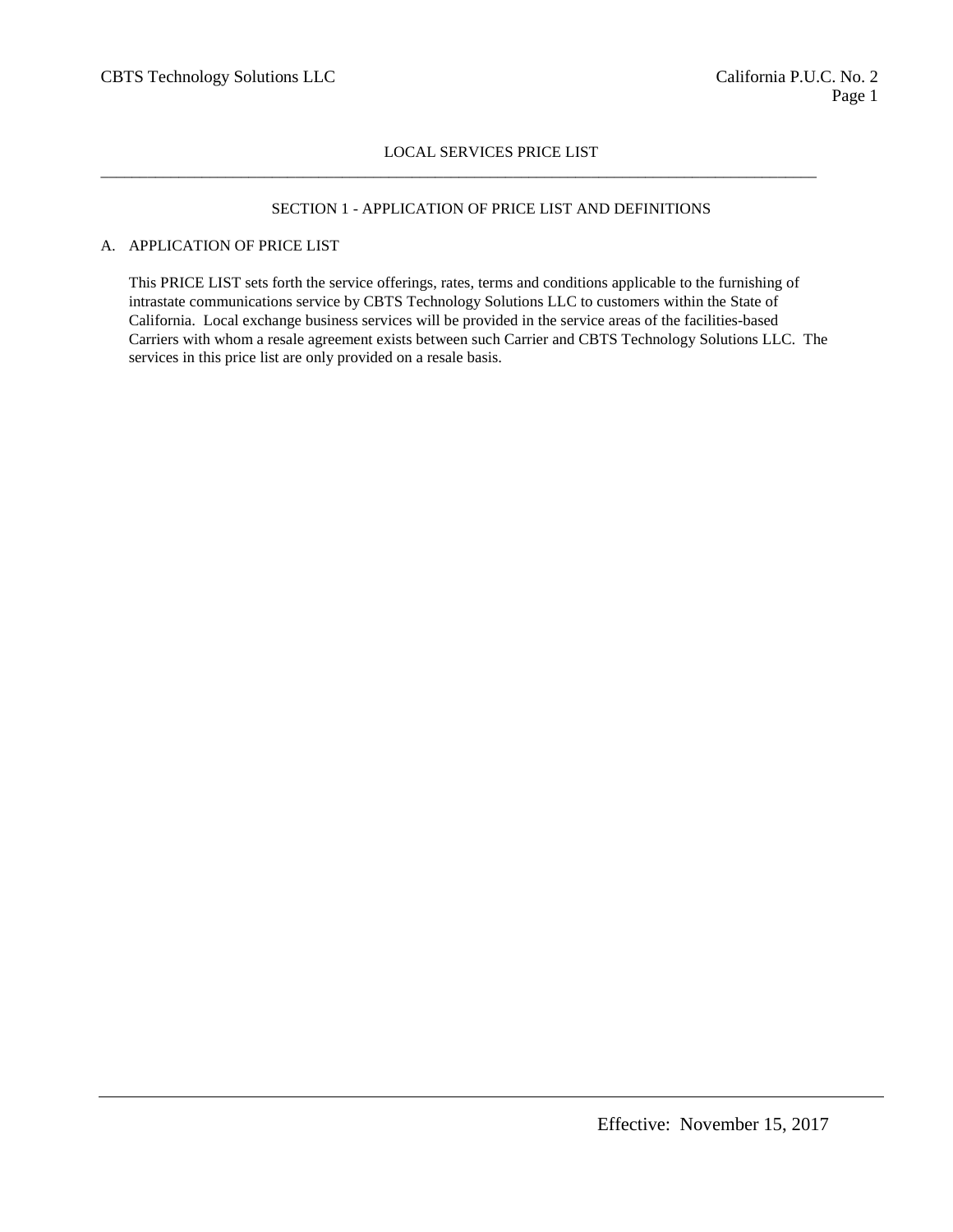LOCAL SERVICES PRICE LIST

## SECTION 1 - APPLICATION OF PRICE LIST AND DEFINITIONS

### A. APPLICATION OF PRICE LIST

This PRICE LIST sets forth the service offerings, rates, terms and conditions applicable to the furnishing of intrastate communications service by CBTS Technology Solutions LLC to customers within the State of California. Local exchange business services will be provided in the service areas of the facilities-based Carriers with whom a resale agreement exists between such Carrier and CBTS Technology Solutions LLC. The services in this price list are only provided on a resale basis.

Effective: November 15, 2017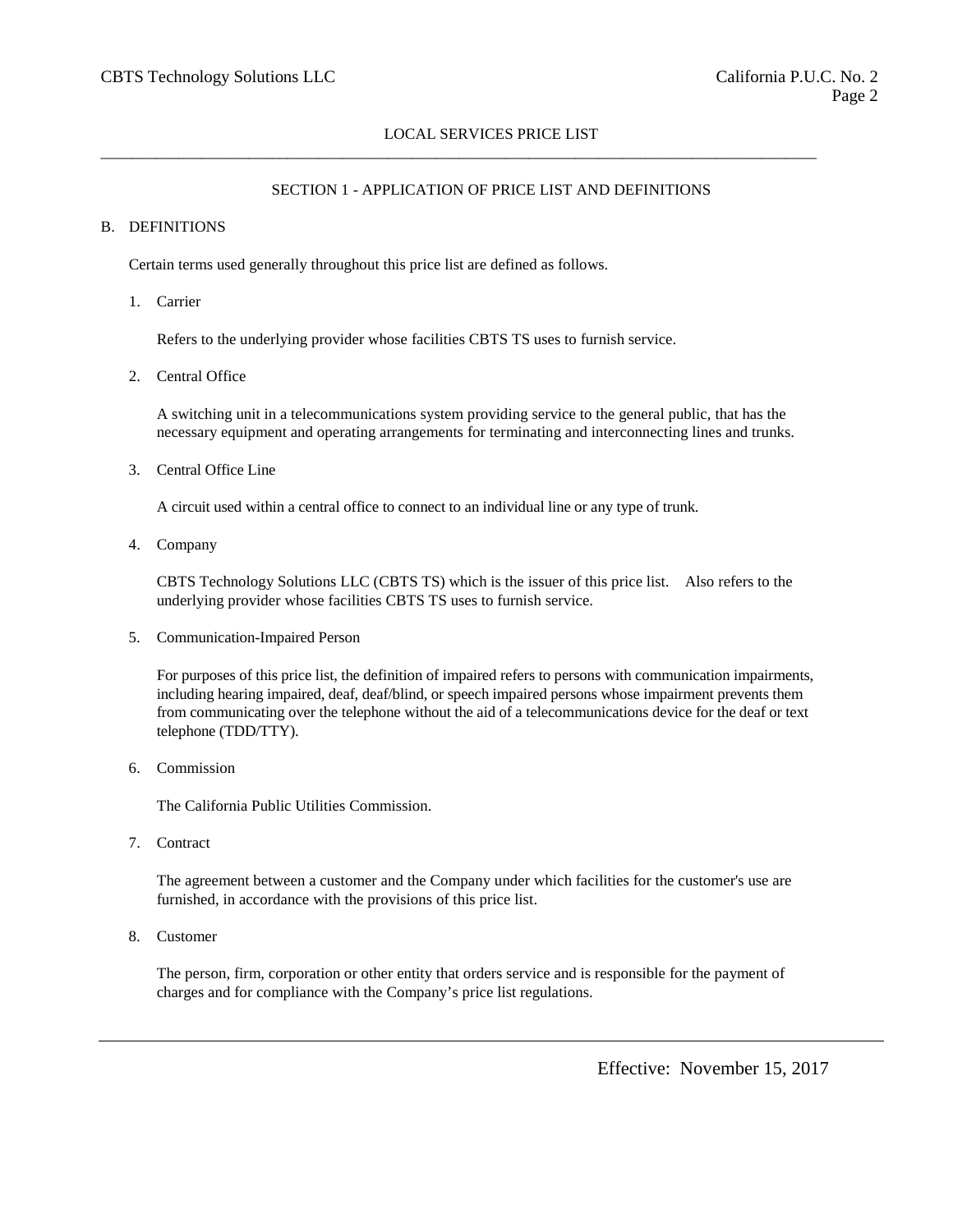SECTION 1 - APPLICATION OF PRICE LIST AND DEFINITIONS

B. DEFINITIONS

Certain terms used generally throughout this price list are defined as follows.

1. Carrier

   Refers to the underlying provider whose facilities CBTS TS uses to furnish service.

2. Central Office

   A switching unit in a telecommunications system providing service to the general public, that has the necessary equipment and operating arrangements for terminating and interconnecting lines and trunks.

3. Central Office Line

   A circuit used within a central office to connect to an individual line or any type of trunk.

4. Company

   CBTS Technology Solutions LLC (CBTS TS) which is the issuer of this price list. Also refers to the underlying provider whose facilities CBTS TS uses to furnish service.

5. Communication-Impaired Person

   For purposes of this price list, the definition of impaired refers to persons with communication impairments, including hearing impaired, deaf, deaf/blind, or speech impaired persons whose impairment prevents them from communicating over the telephone without the aid of a telecommunications device for the deaf or text telephone (TDD/TTY).

6. Commission

   The California Public Utilities Commission.

7. Contract

   The agreement between a customer and the Company under which facilities for the customer's use are furnished, in accordance with the provisions of this price list.

8. Customer

   The person, firm, corporation or other entity that orders service and is responsible for the payment of charges and for compliance with the Company's price list regulations.

Effective: November 15, 2017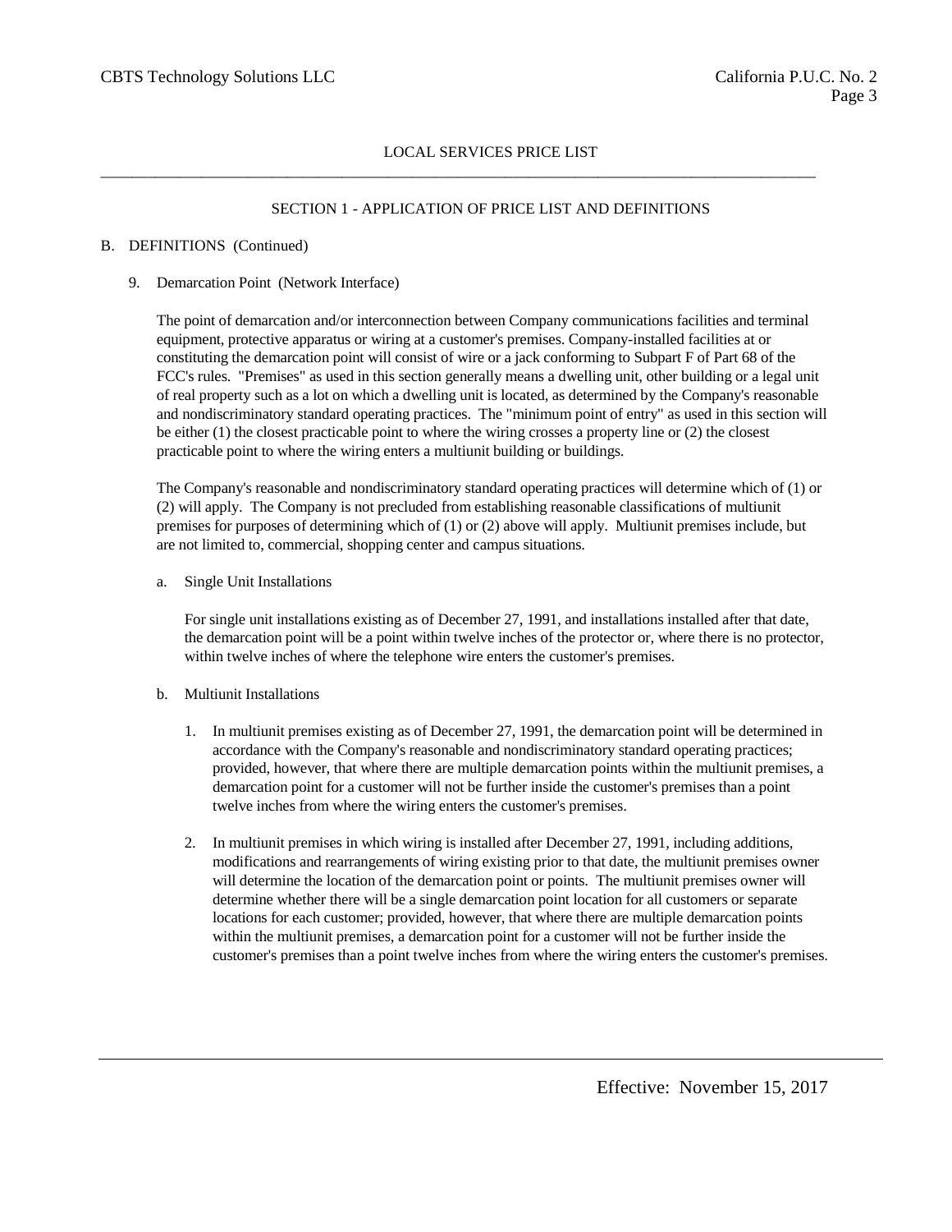LOCAL SERVICES PRICE LIST

SECTION 1 - APPLICATION OF PRICE LIST AND DEFINITIONS

B. DEFINITIONS (Continued)

9. Demarcation Point (Network Interface)

The point of demarcation and/or interconnection between Company communications facilities and terminal equipment, protective apparatus or wiring at a customer's premises. Company-installed facilities at or constituting the demarcation point will consist of wire or a jack conforming to Subpart F of Part 68 of the FCC's rules. "Premises" as used in this section generally means a dwelling unit, other building or a legal unit of real property such as a lot on which a dwelling unit is located, as determined by the Company's reasonable and nondiscriminatory standard operating practices. The "minimum point of entry" as used in this section will be either (1) the closest practicable point to where the wiring crosses a property line or (2) the closest practicable point to where the wiring enters a multiunit building or buildings.

The Company's reasonable and nondiscriminatory standard operating practices will determine which of (1) or (2) will apply. The Company is not precluded from establishing reasonable classifications of multiunit premises for purposes of determining which of (1) or (2) above will apply. Multiunit premises include, but are not limited to, commercial, shopping center and campus situations.

a. Single Unit Installations

For single unit installations existing as of December 27, 1991, and installations installed after that date, the demarcation point will be a point within twelve inches of the protector or, where there is no protector, within twelve inches of where the telephone wire enters the customer's premises.

b. Multiunit Installations

1. In multiunit premises existing as of December 27, 1991, the demarcation point will be determined in accordance with the Company's reasonable and nondiscriminatory standard operating practices; provided, however, that where there are multiple demarcation points within the multiunit premises, a demarcation point for a customer will not be further inside the customer's premises than a point twelve inches from where the wiring enters the customer's premises.

2. In multiunit premises in which wiring is installed after December 27, 1991, including additions, modifications and rearrangements of wiring existing prior to that date, the multiunit premises owner will determine the location of the demarcation point or points. The multiunit premises owner will determine whether there will be a single demarcation point location for all customers or separate locations for each customer; provided, however, that where there are multiple demarcation points within the multiunit premises, a demarcation point for a customer will not be further inside the customer's premises than a point twelve inches from where the wiring enters the customer's premises.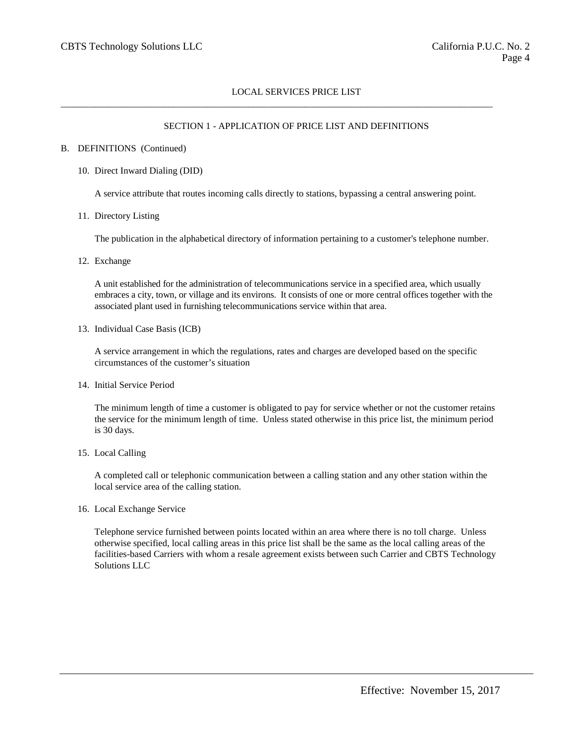LOCAL SERVICES PRICE LIST

## SECTION 1 - APPLICATION OF PRICE LIST AND DEFINITIONS

B. DEFINITIONS (Continued)

10. Direct Inward Dialing (DID)

    A service attribute that routes incoming calls directly to stations, bypassing a central answering point.

11. Directory Listing

    The publication in the alphabetical directory of information pertaining to a customer's telephone number.

12. Exchange

    A unit established for the administration of telecommunications service in a specified area, which usually embraces a city, town, or village and its environs. It consists of one or more central offices together with the associated plant used in furnishing telecommunications service within that area.

13. Individual Case Basis (ICB)

    A service arrangement in which the regulations, rates and charges are developed based on the specific circumstances of the customer's situation

14. Initial Service Period

    The minimum length of time a customer is obligated to pay for service whether or not the customer retains the service for the minimum length of time. Unless stated otherwise in this price list, the minimum period is 30 days.

15. Local Calling

    A completed call or telephonic communication between a calling station and any other station within the local service area of the calling station.

16. Local Exchange Service

    Telephone service furnished between points located within an area where there is no toll charge. Unless otherwise specified, local calling areas in this price list shall be the same as the local calling areas of the facilities-based Carriers with whom a resale agreement exists between such Carrier and CBTS Technology Solutions LLC

Effective: November 15, 2017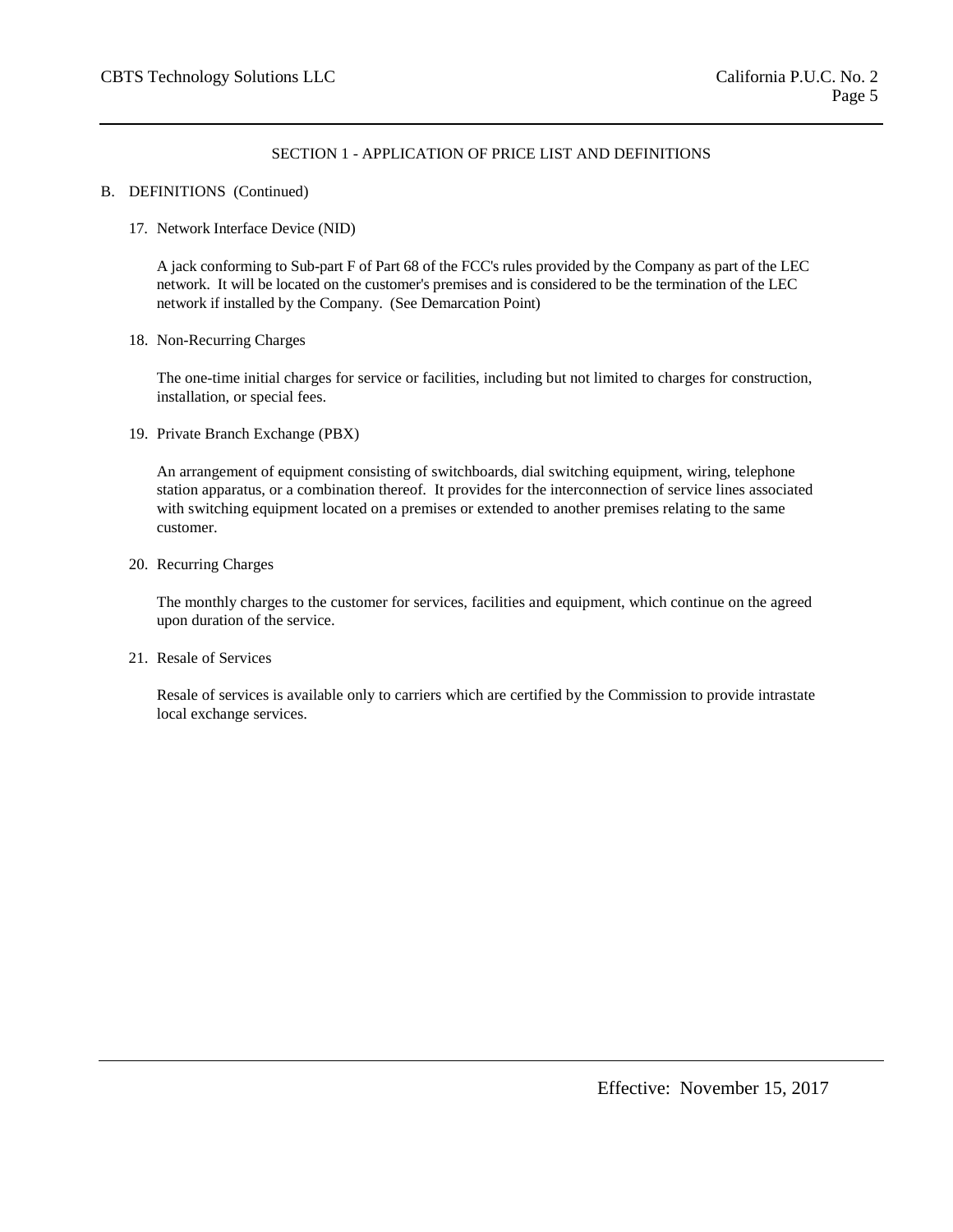## SECTION 1 - APPLICATION OF PRICE LIST AND DEFINITIONS

### B. DEFINITIONS (Continued)

17. Network Interface Device (NID)

    A jack conforming to Sub-part F of Part 68 of the FCC's rules provided by the Company as part of the LEC network. It will be located on the customer's premises and is considered to be the termination of the LEC network if installed by the Company. (See Demarcation Point)

18. Non-Recurring Charges

    The one-time initial charges for service or facilities, including but not limited to charges for construction, installation, or special fees.

19. Private Branch Exchange (PBX)

    An arrangement of equipment consisting of switchboards, dial switching equipment, wiring, telephone station apparatus, or a combination thereof. It provides for the interconnection of service lines associated with switching equipment located on a premises or extended to another premises relating to the same customer.

20. Recurring Charges

    The monthly charges to the customer for services, facilities and equipment, which continue on the agreed upon duration of the service.

21. Resale of Services

    Resale of services is available only to carriers which are certified by the Commission to provide intrastate local exchange services.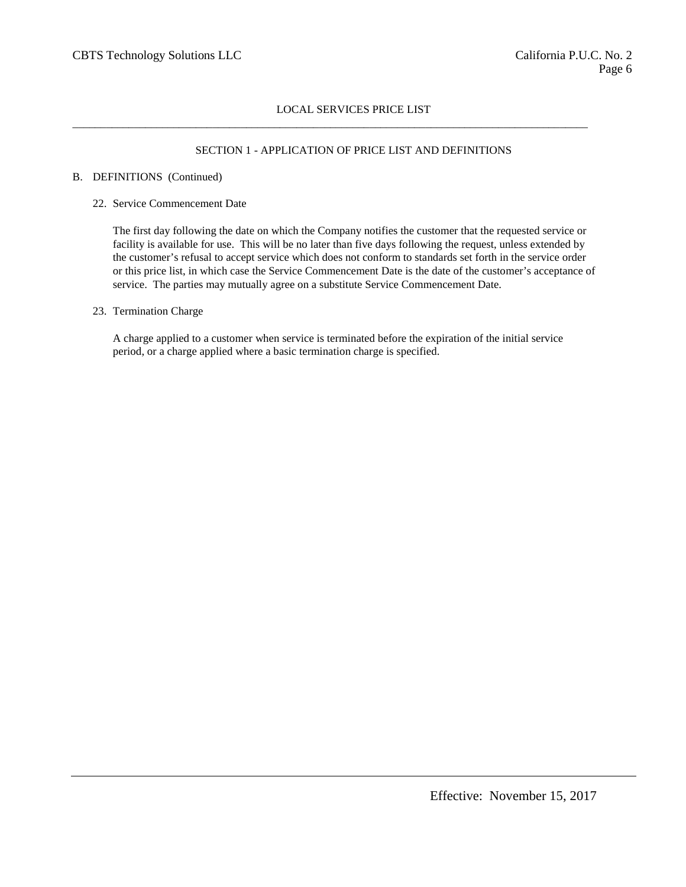## LOCAL SERVICES PRICE LIST

### SECTION 1 - APPLICATION OF PRICE LIST AND DEFINITIONS

B. DEFINITIONS (Continued)

22. Service Commencement Date

    The first day following the date on which the Company notifies the customer that the requested service or facility is available for use. This will be no later than five days following the request, unless extended by the customer's refusal to accept service which does not conform to standards set forth in the service order or this price list, in which case the Service Commencement Date is the date of the customer's acceptance of service. The parties may mutually agree on a substitute Service Commencement Date.

23. Termination Charge

    A charge applied to a customer when service is terminated before the expiration of the initial service period, or a charge applied where a basic termination charge is specified.

Effective: November 15, 2017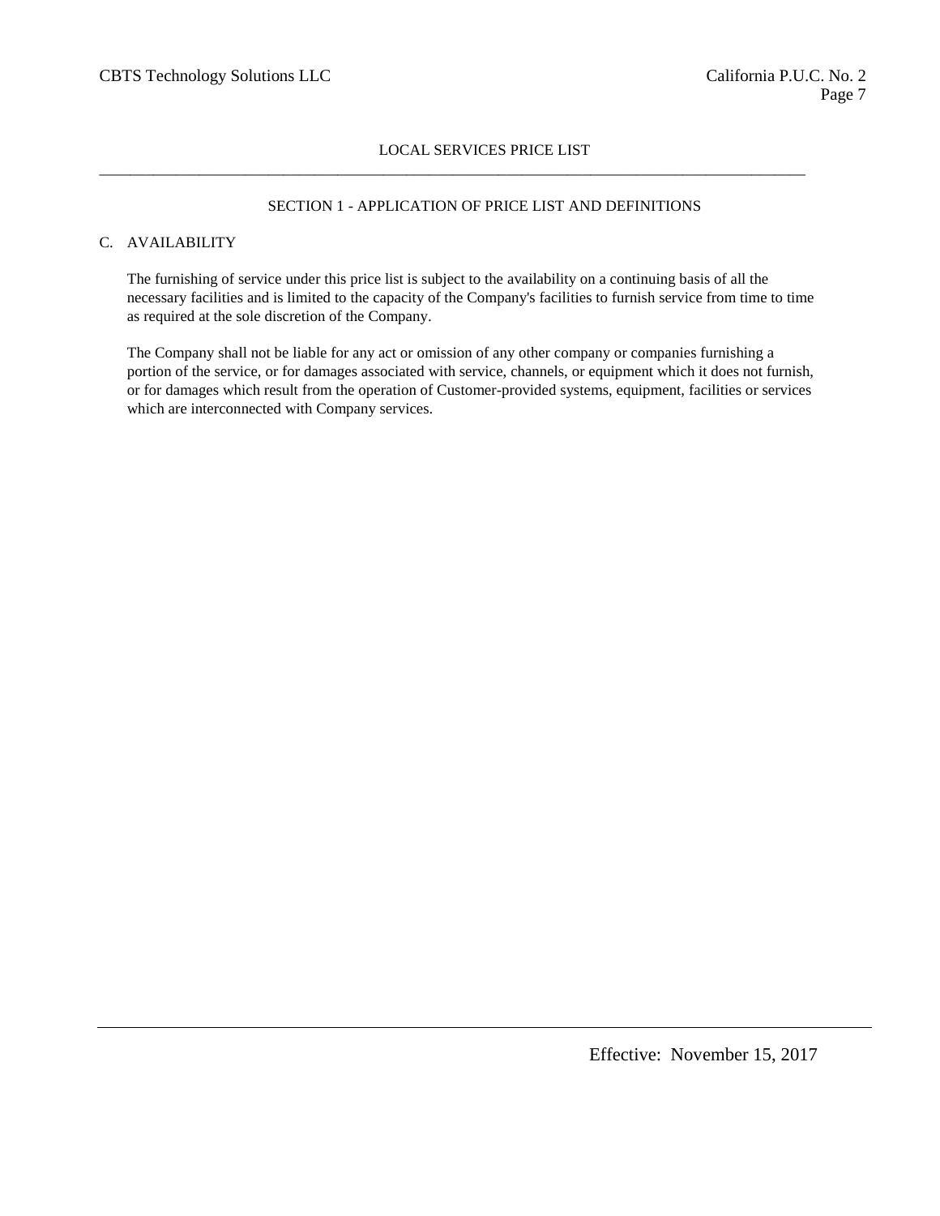LOCAL SERVICES PRICE LIST

## SECTION 1 - APPLICATION OF PRICE LIST AND DEFINITIONS

### C. AVAILABILITY

The furnishing of service under this price list is subject to the availability on a continuing basis of all the necessary facilities and is limited to the capacity of the Company's facilities to furnish service from time to time as required at the sole discretion of the Company.

The Company shall not be liable for any act or omission of any other company or companies furnishing a portion of the service, or for damages associated with service, channels, or equipment which it does not furnish, or for damages which result from the operation of Customer-provided systems, equipment, facilities or services which are interconnected with Company services.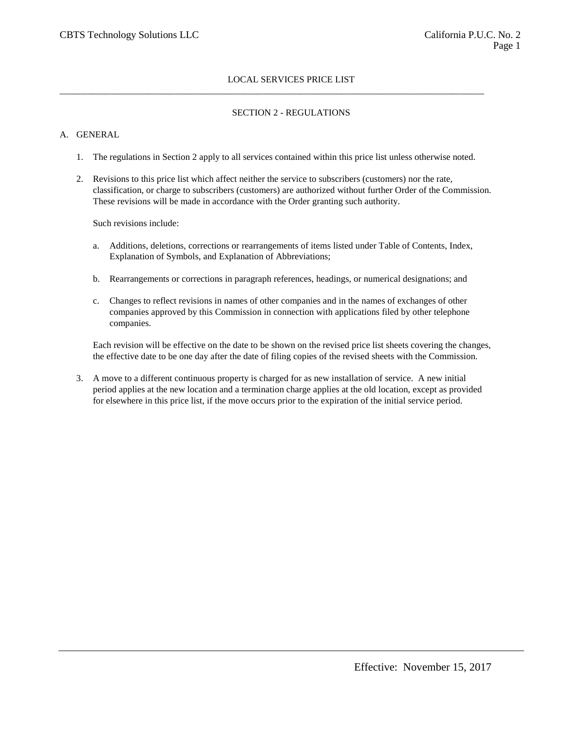LOCAL SERVICES PRICE LIST

## SECTION 2 - REGULATIONS

### A. GENERAL

1. The regulations in Section 2 apply to all services contained within this price list unless otherwise noted.

2. Revisions to this price list which affect neither the service to subscribers (customers) nor the rate, classification, or charge to subscribers (customers) are authorized without further Order of the Commission. These revisions will be made in accordance with the Order granting such authority.

   Such revisions include:

   a. Additions, deletions, corrections or rearrangements of items listed under Table of Contents, Index, Explanation of Symbols, and Explanation of Abbreviations;

   b. Rearrangements or corrections in paragraph references, headings, or numerical designations; and

   c. Changes to reflect revisions in names of other companies and in the names of exchanges of other companies approved by this Commission in connection with applications filed by other telephone companies.

   Each revision will be effective on the date to be shown on the revised price list sheets covering the changes, the effective date to be one day after the date of filing copies of the revised sheets with the Commission.

3. A move to a different continuous property is charged for as new installation of service. A new initial period applies at the new location and a termination charge applies at the old location, except as provided for elsewhere in this price list, if the move occurs prior to the expiration of the initial service period.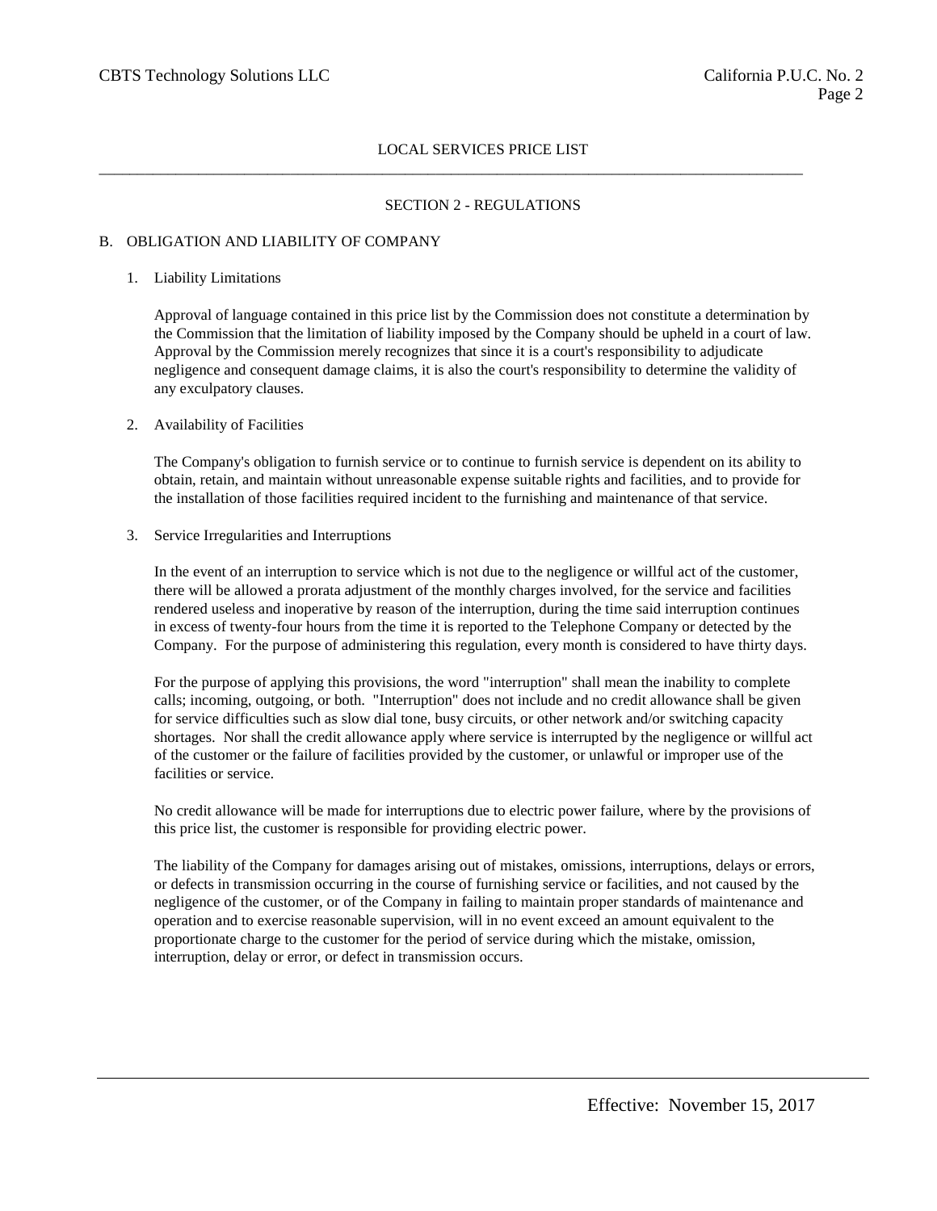LOCAL SERVICES PRICE LIST

## SECTION 2 - REGULATIONS

### B. OBLIGATION AND LIABILITY OF COMPANY

1. Liability Limitations

   Approval of language contained in this price list by the Commission does not constitute a determination by the Commission that the limitation of liability imposed by the Company should be upheld in a court of law. Approval by the Commission merely recognizes that since it is a court's responsibility to adjudicate negligence and consequent damage claims, it is also the court's responsibility to determine the validity of any exculpatory clauses.

2. Availability of Facilities

   The Company's obligation to furnish service or to continue to furnish service is dependent on its ability to obtain, retain, and maintain without unreasonable expense suitable rights and facilities, and to provide for the installation of those facilities required incident to the furnishing and maintenance of that service.

3. Service Irregularities and Interruptions

   In the event of an interruption to service which is not due to the negligence or willful act of the customer, there will be allowed a prorata adjustment of the monthly charges involved, for the service and facilities rendered useless and inoperative by reason of the interruption, during the time said interruption continues in excess of twenty-four hours from the time it is reported to the Telephone Company or detected by the Company. For the purpose of administering this regulation, every month is considered to have thirty days.

   For the purpose of applying this provisions, the word "interruption" shall mean the inability to complete calls; incoming, outgoing, or both. "Interruption" does not include and no credit allowance shall be given for service difficulties such as slow dial tone, busy circuits, or other network and/or switching capacity shortages. Nor shall the credit allowance apply where service is interrupted by the negligence or willful act of the customer or the failure of facilities provided by the customer, or unlawful or improper use of the facilities or service.

   No credit allowance will be made for interruptions due to electric power failure, where by the provisions of this price list, the customer is responsible for providing electric power.

   The liability of the Company for damages arising out of mistakes, omissions, interruptions, delays or errors, or defects in transmission occurring in the course of furnishing service or facilities, and not caused by the negligence of the customer, or of the Company in failing to maintain proper standards of maintenance and operation and to exercise reasonable supervision, will in no event exceed an amount equivalent to the proportionate charge to the customer for the period of service during which the mistake, omission, interruption, delay or error, or defect in transmission occurs.

Effective: November 15, 2017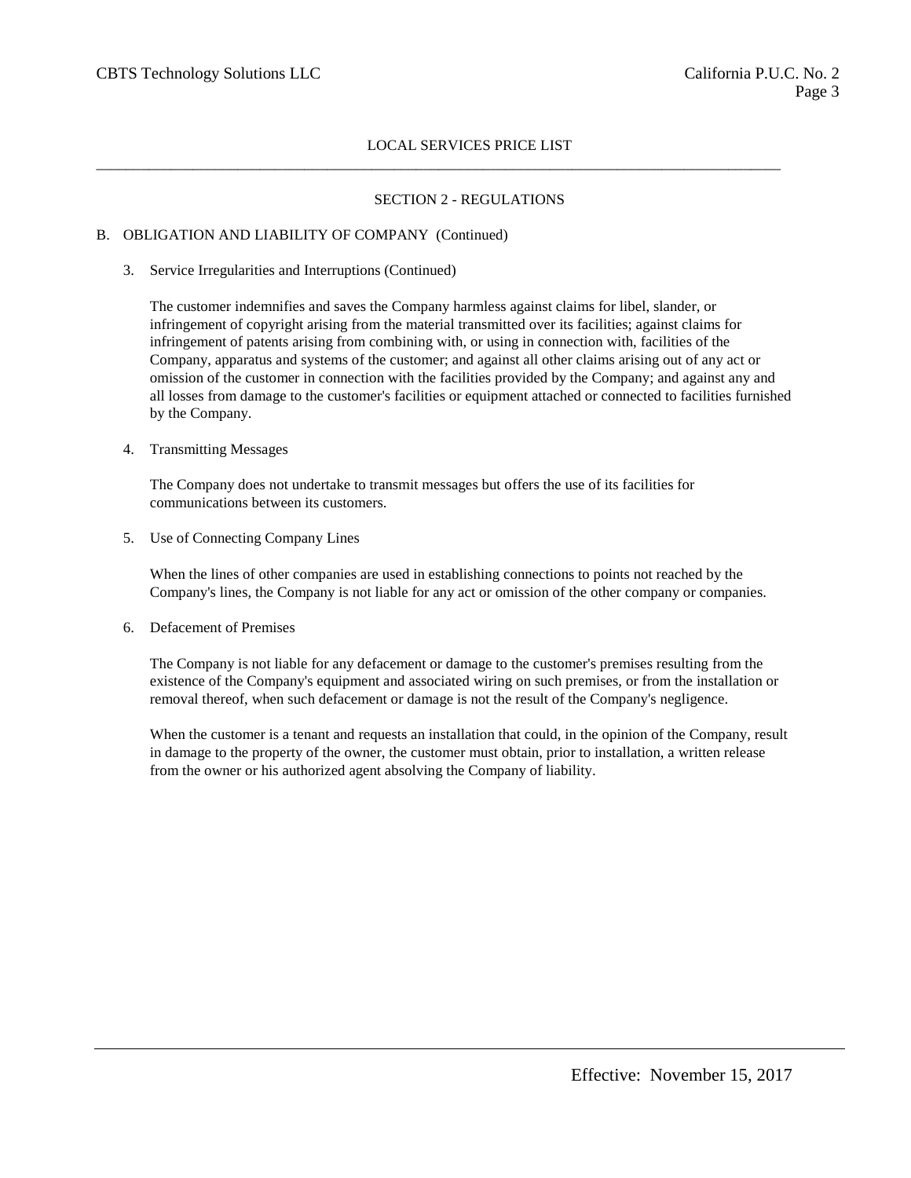LOCAL SERVICES PRICE LIST

## SECTION 2 - REGULATIONS

### B. OBLIGATION AND LIABILITY OF COMPANY (Continued)

3. Service Irregularities and Interruptions (Continued)

   The customer indemnifies and saves the Company harmless against claims for libel, slander, or infringement of copyright arising from the material transmitted over its facilities; against claims for infringement of patents arising from combining with, or using in connection with, facilities of the Company, apparatus and systems of the customer; and against all other claims arising out of any act or omission of the customer in connection with the facilities provided by the Company; and against any and all losses from damage to the customer's facilities or equipment attached or connected to facilities furnished by the Company.

4. Transmitting Messages

   The Company does not undertake to transmit messages but offers the use of its facilities for communications between its customers.

5. Use of Connecting Company Lines

   When the lines of other companies are used in establishing connections to points not reached by the Company's lines, the Company is not liable for any act or omission of the other company or companies.

6. Defacement of Premises

   The Company is not liable for any defacement or damage to the customer's premises resulting from the existence of the Company's equipment and associated wiring on such premises, or from the installation or removal thereof, when such defacement or damage is not the result of the Company's negligence.

   When the customer is a tenant and requests an installation that could, in the opinion of the Company, result in damage to the property of the owner, the customer must obtain, prior to installation, a written release from the owner or his authorized agent absolving the Company of liability.

Effective: November 15, 2017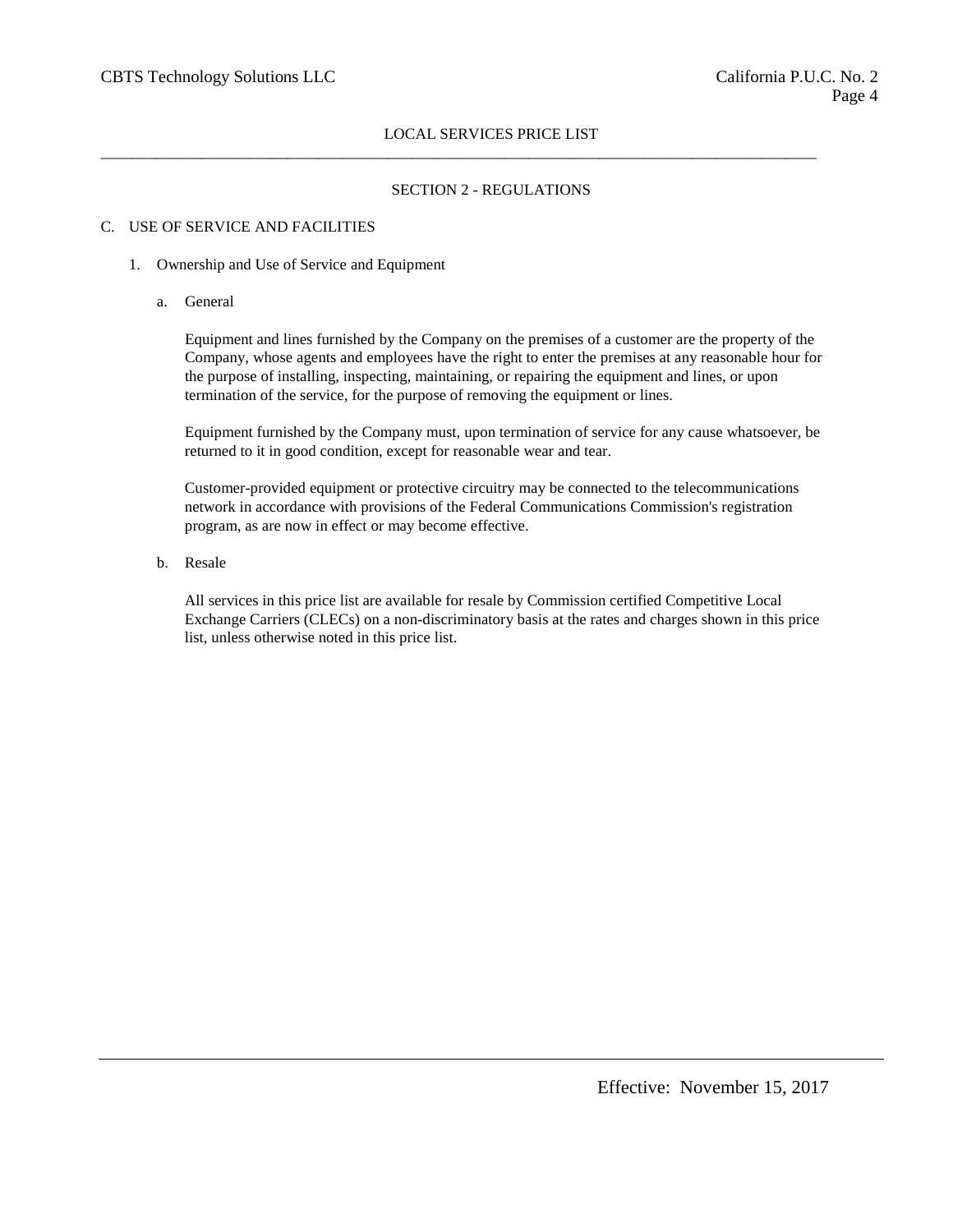## SECTION 2 - REGULATIONS

### C. USE OF SERVICE AND FACILITIES

1. Ownership and Use of Service and Equipment

   a. General

      Equipment and lines furnished by the Company on the premises of a customer are the property of the Company, whose agents and employees have the right to enter the premises at any reasonable hour for the purpose of installing, inspecting, maintaining, or repairing the equipment and lines, or upon termination of the service, for the purpose of removing the equipment or lines.

      Equipment furnished by the Company must, upon termination of service for any cause whatsoever, be returned to it in good condition, except for reasonable wear and tear.

      Customer-provided equipment or protective circuitry may be connected to the telecommunications network in accordance with provisions of the Federal Communications Commission's registration program, as are now in effect or may become effective.

   b. Resale

      All services in this price list are available for resale by Commission certified Competitive Local Exchange Carriers (CLECs) on a non-discriminatory basis at the rates and charges shown in this price list, unless otherwise noted in this price list.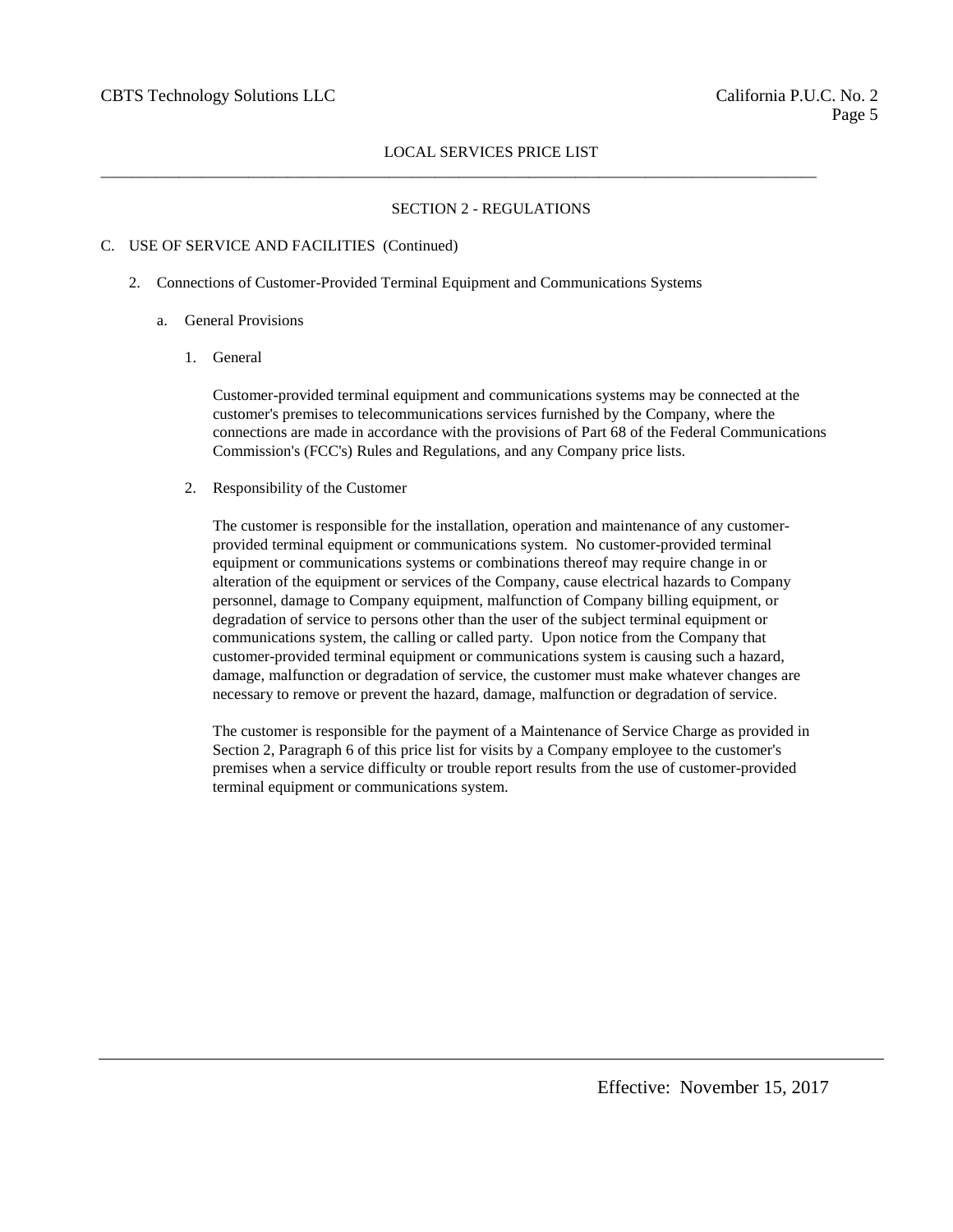## SECTION 2 - REGULATIONS

C. USE OF SERVICE AND FACILITIES (Continued)

2. Connections of Customer-Provided Terminal Equipment and Communications Systems

   a. General Provisions

      1. General

         Customer-provided terminal equipment and communications systems may be connected at the customer's premises to telecommunications services furnished by the Company, where the connections are made in accordance with the provisions of Part 68 of the Federal Communications Commission's (FCC's) Rules and Regulations, and any Company price lists.

      2. Responsibility of the Customer

         The customer is responsible for the installation, operation and maintenance of any customer-provided terminal equipment or communications system. No customer-provided terminal equipment or communications systems or combinations thereof may require change in or alteration of the equipment or services of the Company, cause electrical hazards to Company personnel, damage to Company equipment, malfunction of Company billing equipment, or degradation of service to persons other than the user of the subject terminal equipment or communications system, the calling or called party. Upon notice from the Company that customer-provided terminal equipment or communications system is causing such a hazard, damage, malfunction or degradation of service, the customer must make whatever changes are necessary to remove or prevent the hazard, damage, malfunction or degradation of service.

         The customer is responsible for the payment of a Maintenance of Service Charge as provided in Section 2, Paragraph 6 of this price list for visits by a Company employee to the customer's premises when a service difficulty or trouble report results from the use of customer-provided terminal equipment or communications system.

Effective: November 15, 2017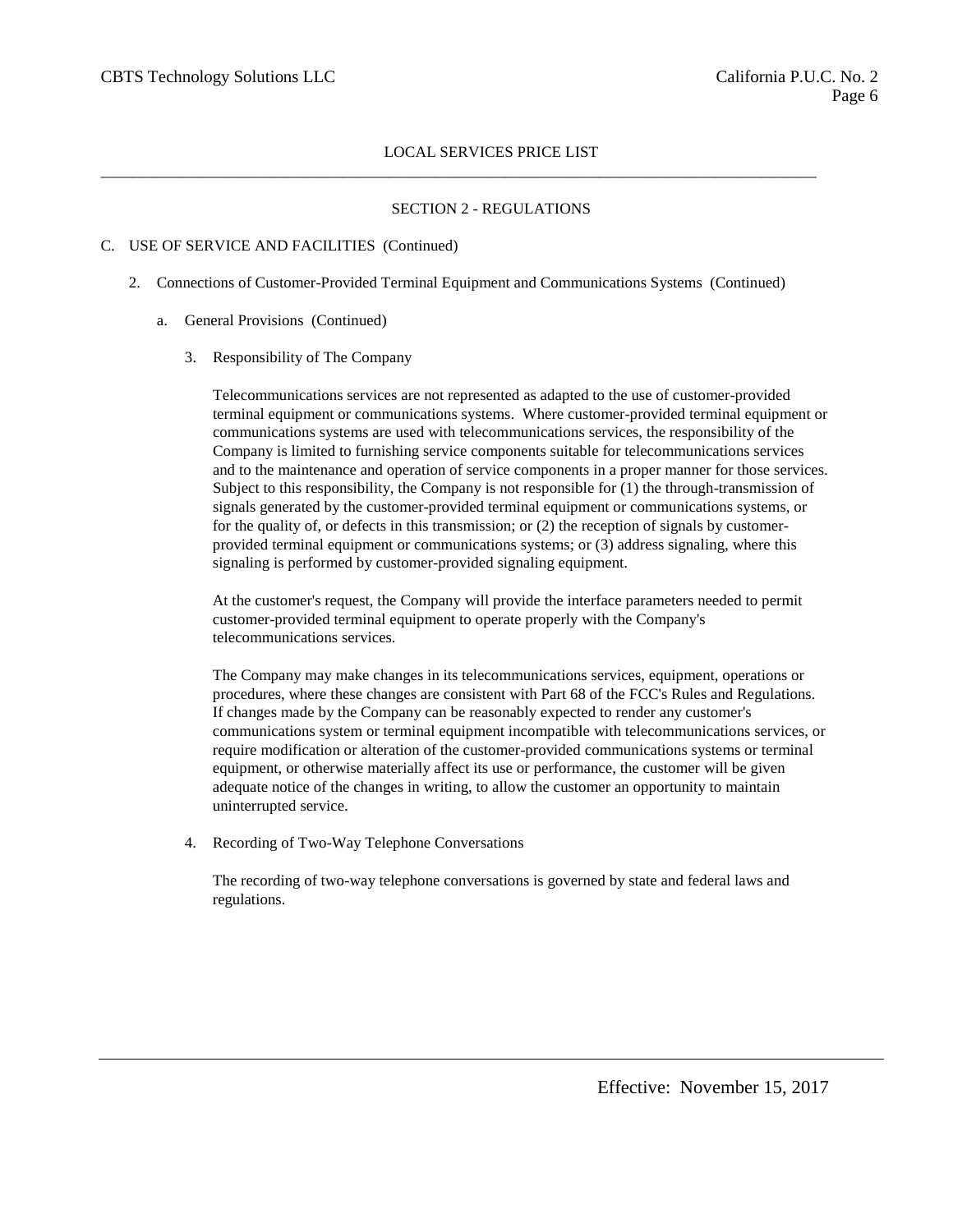LOCAL SERVICES PRICE LIST

SECTION 2 - REGULATIONS

C. USE OF SERVICE AND FACILITIES (Continued)

2. Connections of Customer-Provided Terminal Equipment and Communications Systems (Continued)

a. General Provisions (Continued)

3. Responsibility of The Company

Telecommunications services are not represented as adapted to the use of customer-provided terminal equipment or communications systems. Where customer-provided terminal equipment or communications systems are used with telecommunications services, the responsibility of the Company is limited to furnishing service components suitable for telecommunications services and to the maintenance and operation of service components in a proper manner for those services. Subject to this responsibility, the Company is not responsible for (1) the through-transmission of signals generated by the customer-provided terminal equipment or communications systems, or for the quality of, or defects in this transmission; or (2) the reception of signals by customer-provided terminal equipment or communications systems; or (3) address signaling, where this signaling is performed by customer-provided signaling equipment.

At the customer's request, the Company will provide the interface parameters needed to permit customer-provided terminal equipment to operate properly with the Company's telecommunications services.

The Company may make changes in its telecommunications services, equipment, operations or procedures, where these changes are consistent with Part 68 of the FCC's Rules and Regulations. If changes made by the Company can be reasonably expected to render any customer's communications system or terminal equipment incompatible with telecommunications services, or require modification or alteration of the customer-provided communications systems or terminal equipment, or otherwise materially affect its use or performance, the customer will be given adequate notice of the changes in writing, to allow the customer an opportunity to maintain uninterrupted service.

4. Recording of Two-Way Telephone Conversations

The recording of two-way telephone conversations is governed by state and federal laws and regulations.

Effective: November 15, 2017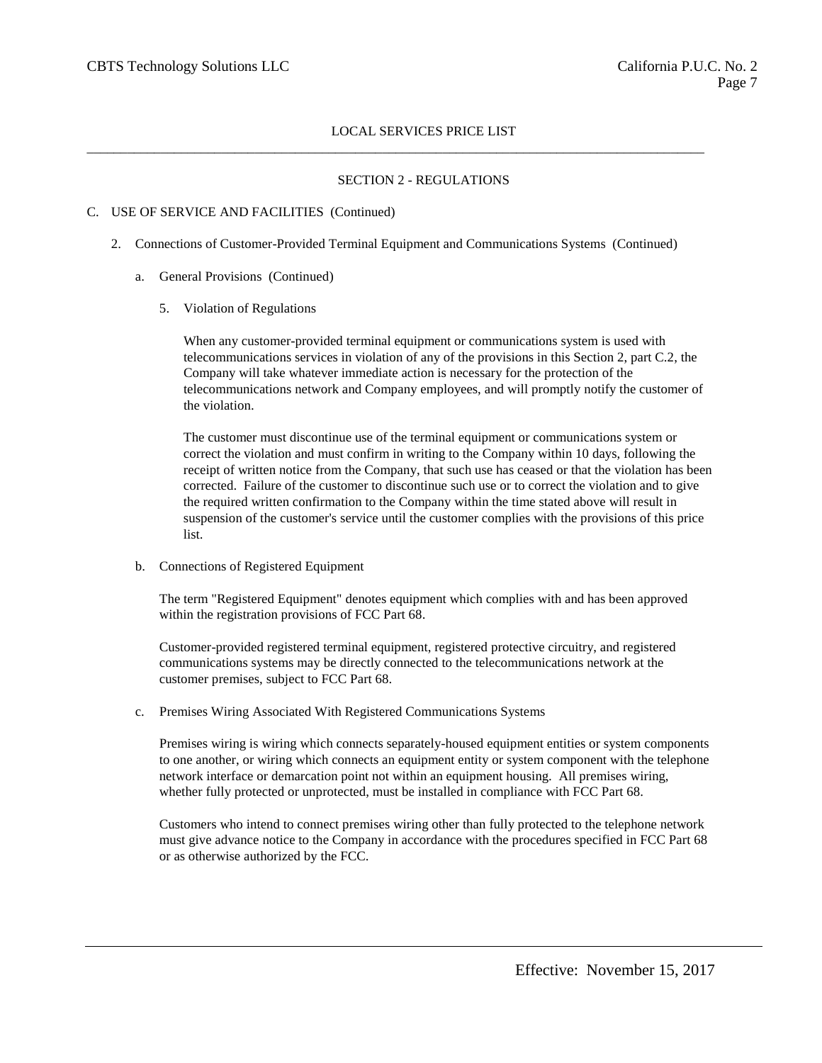LOCAL SERVICES PRICE LIST

SECTION 2 - REGULATIONS

C. USE OF SERVICE AND FACILITIES (Continued)

2. Connections of Customer-Provided Terminal Equipment and Communications Systems (Continued)

a. General Provisions (Continued)

5. Violation of Regulations

When any customer-provided terminal equipment or communications system is used with telecommunications services in violation of any of the provisions in this Section 2, part C.2, the Company will take whatever immediate action is necessary for the protection of the telecommunications network and Company employees, and will promptly notify the customer of the violation.

The customer must discontinue use of the terminal equipment or communications system or correct the violation and must confirm in writing to the Company within 10 days, following the receipt of written notice from the Company, that such use has ceased or that the violation has been corrected. Failure of the customer to discontinue such use or to correct the violation and to give the required written confirmation to the Company within the time stated above will result in suspension of the customer's service until the customer complies with the provisions of this price list.

b. Connections of Registered Equipment

The term "Registered Equipment" denotes equipment which complies with and has been approved within the registration provisions of FCC Part 68.

Customer-provided registered terminal equipment, registered protective circuitry, and registered communications systems may be directly connected to the telecommunications network at the customer premises, subject to FCC Part 68.

c. Premises Wiring Associated With Registered Communications Systems

Premises wiring is wiring which connects separately-housed equipment entities or system components to one another, or wiring which connects an equipment entity or system component with the telephone network interface or demarcation point not within an equipment housing. All premises wiring, whether fully protected or unprotected, must be installed in compliance with FCC Part 68.

Customers who intend to connect premises wiring other than fully protected to the telephone network must give advance notice to the Company in accordance with the procedures specified in FCC Part 68 or as otherwise authorized by the FCC.

Effective: November 15, 2017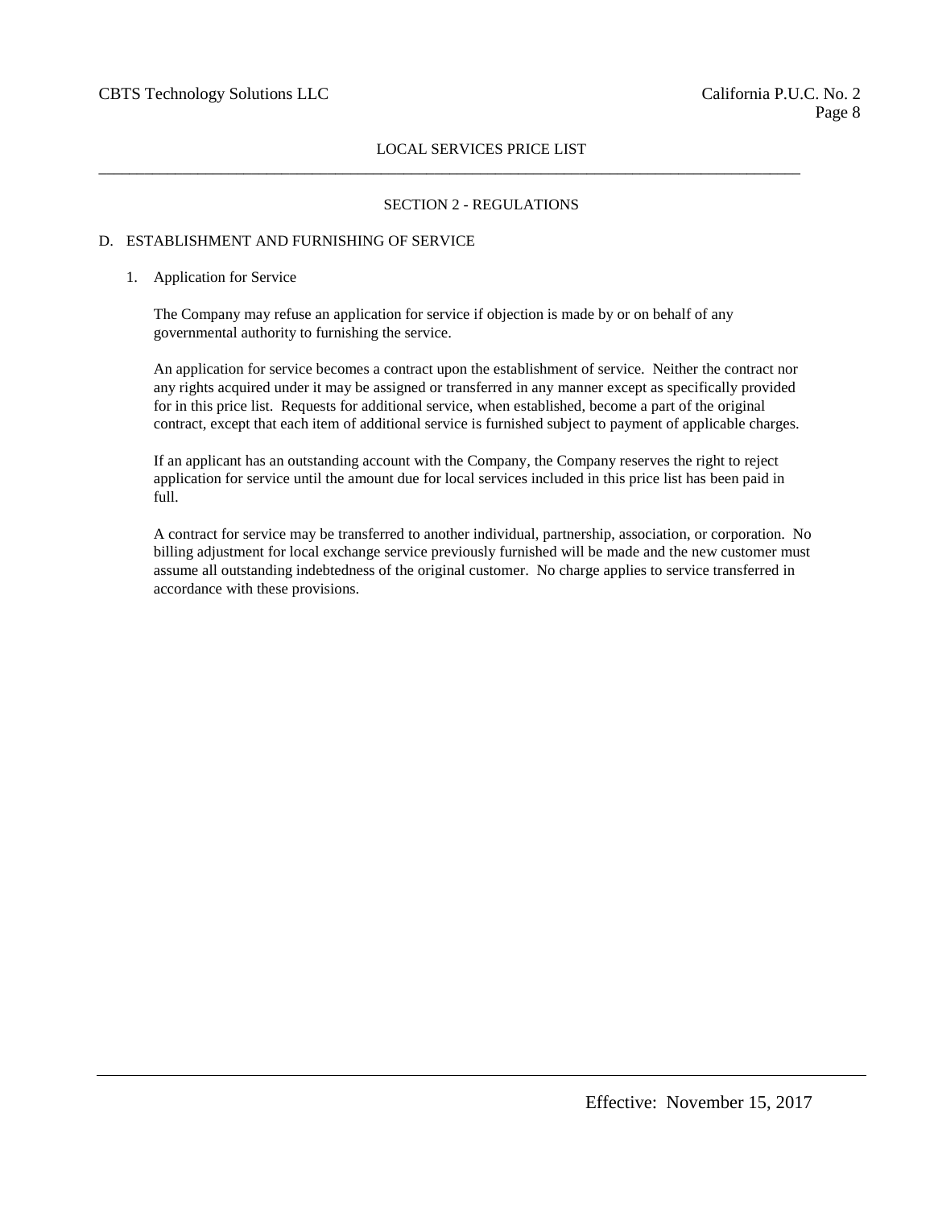## SECTION 2 - REGULATIONS

### D. ESTABLISHMENT AND FURNISHING OF SERVICE

1. Application for Service

   The Company may refuse an application for service if objection is made by or on behalf of any governmental authority to furnishing the service.

   An application for service becomes a contract upon the establishment of service. Neither the contract nor any rights acquired under it may be assigned or transferred in any manner except as specifically provided for in this price list. Requests for additional service, when established, become a part of the original contract, except that each item of additional service is furnished subject to payment of applicable charges.

   If an applicant has an outstanding account with the Company, the Company reserves the right to reject application for service until the amount due for local services included in this price list has been paid in full.

   A contract for service may be transferred to another individual, partnership, association, or corporation. No billing adjustment for local exchange service previously furnished will be made and the new customer must assume all outstanding indebtedness of the original customer. No charge applies to service transferred in accordance with these provisions.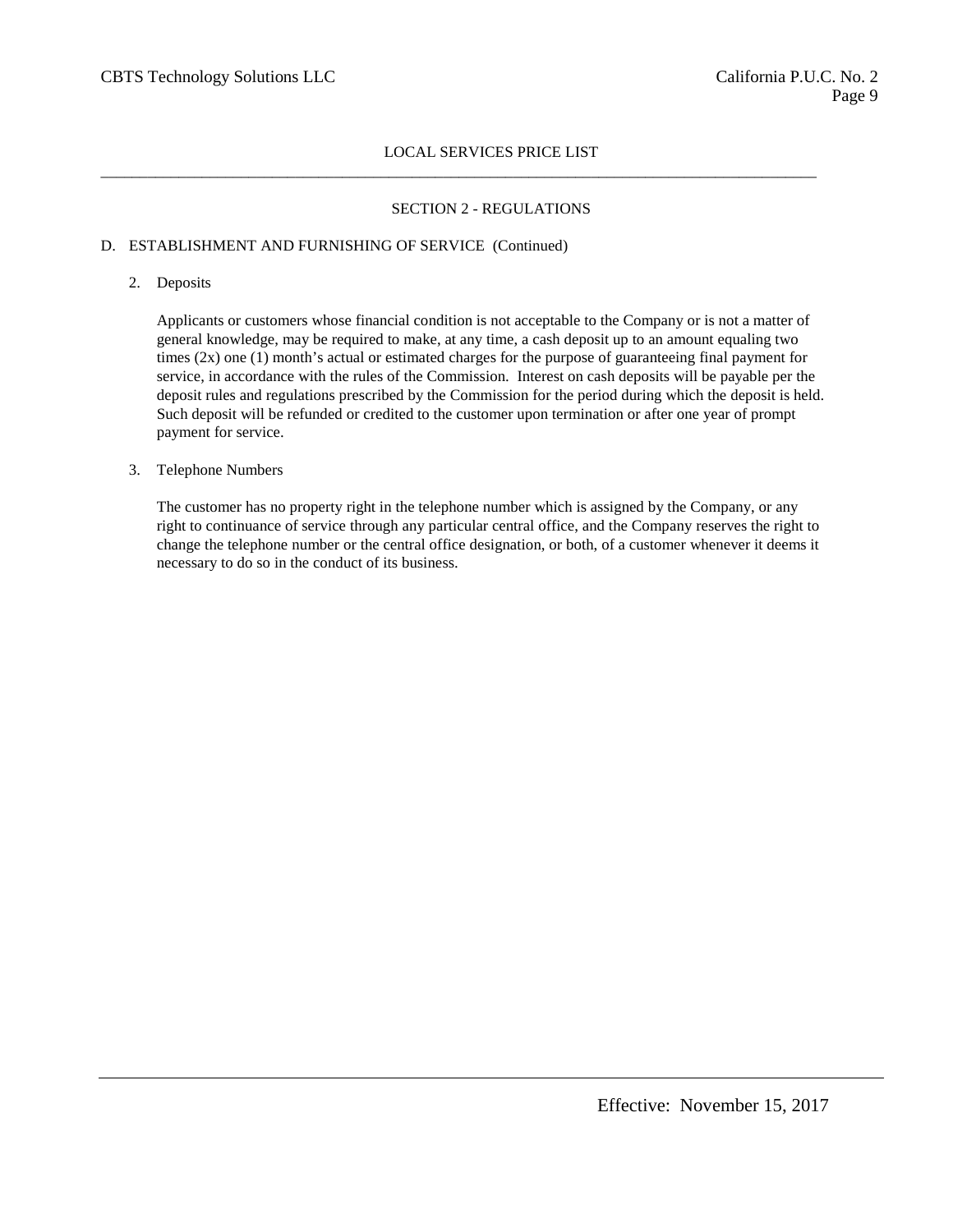LOCAL SERVICES PRICE LIST

## SECTION 2 - REGULATIONS

### D. ESTABLISHMENT AND FURNISHING OF SERVICE (Continued)

2. Deposits

   Applicants or customers whose financial condition is not acceptable to the Company or is not a matter of general knowledge, may be required to make, at any time, a cash deposit up to an amount equaling two times (2x) one (1) month's actual or estimated charges for the purpose of guaranteeing final payment for service, in accordance with the rules of the Commission. Interest on cash deposits will be payable per the deposit rules and regulations prescribed by the Commission for the period during which the deposit is held. Such deposit will be refunded or credited to the customer upon termination or after one year of prompt payment for service.

3. Telephone Numbers

   The customer has no property right in the telephone number which is assigned by the Company, or any right to continuance of service through any particular central office, and the Company reserves the right to change the telephone number or the central office designation, or both, of a customer whenever it deems it necessary to do so in the conduct of its business.

Effective: November 15, 2017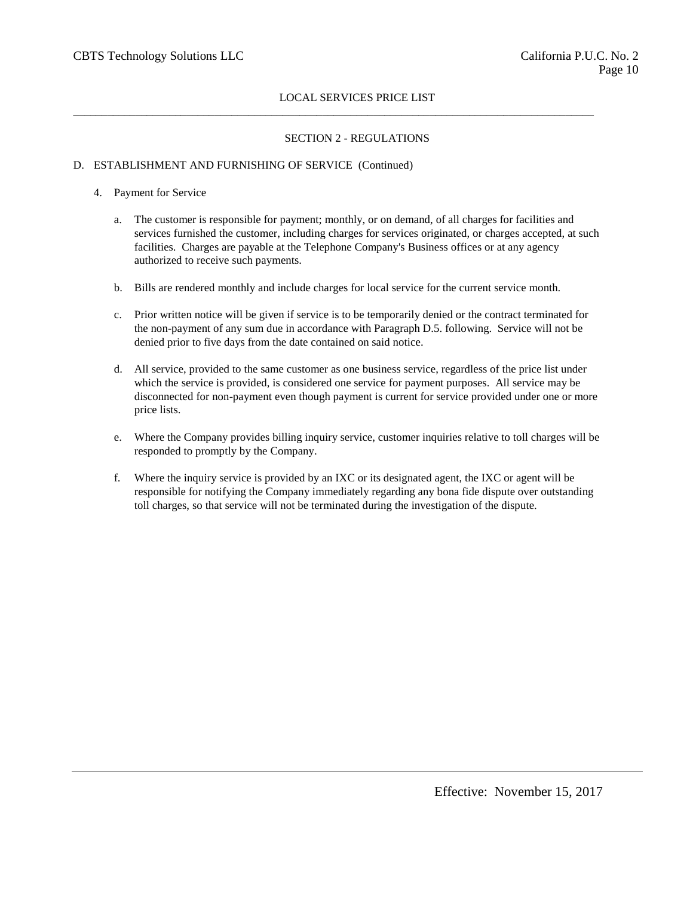LOCAL SERVICES PRICE LIST

SECTION 2 - REGULATIONS

D. ESTABLISHMENT AND FURNISHING OF SERVICE (Continued)

4. Payment for Service

   a. The customer is responsible for payment; monthly, or on demand, of all charges for facilities and services furnished the customer, including charges for services originated, or charges accepted, at such facilities. Charges are payable at the Telephone Company's Business offices or at any agency authorized to receive such payments.

   b. Bills are rendered monthly and include charges for local service for the current service month.

   c. Prior written notice will be given if service is to be temporarily denied or the contract terminated for the non-payment of any sum due in accordance with Paragraph D.5. following. Service will not be denied prior to five days from the date contained on said notice.

   d. All service, provided to the same customer as one business service, regardless of the price list under which the service is provided, is considered one service for payment purposes. All service may be disconnected for non-payment even though payment is current for service provided under one or more price lists.

   e. Where the Company provides billing inquiry service, customer inquiries relative to toll charges will be responded to promptly by the Company.

   f. Where the inquiry service is provided by an IXC or its designated agent, the IXC or agent will be responsible for notifying the Company immediately regarding any bona fide dispute over outstanding toll charges, so that service will not be terminated during the investigation of the dispute.

Effective: November 15, 2017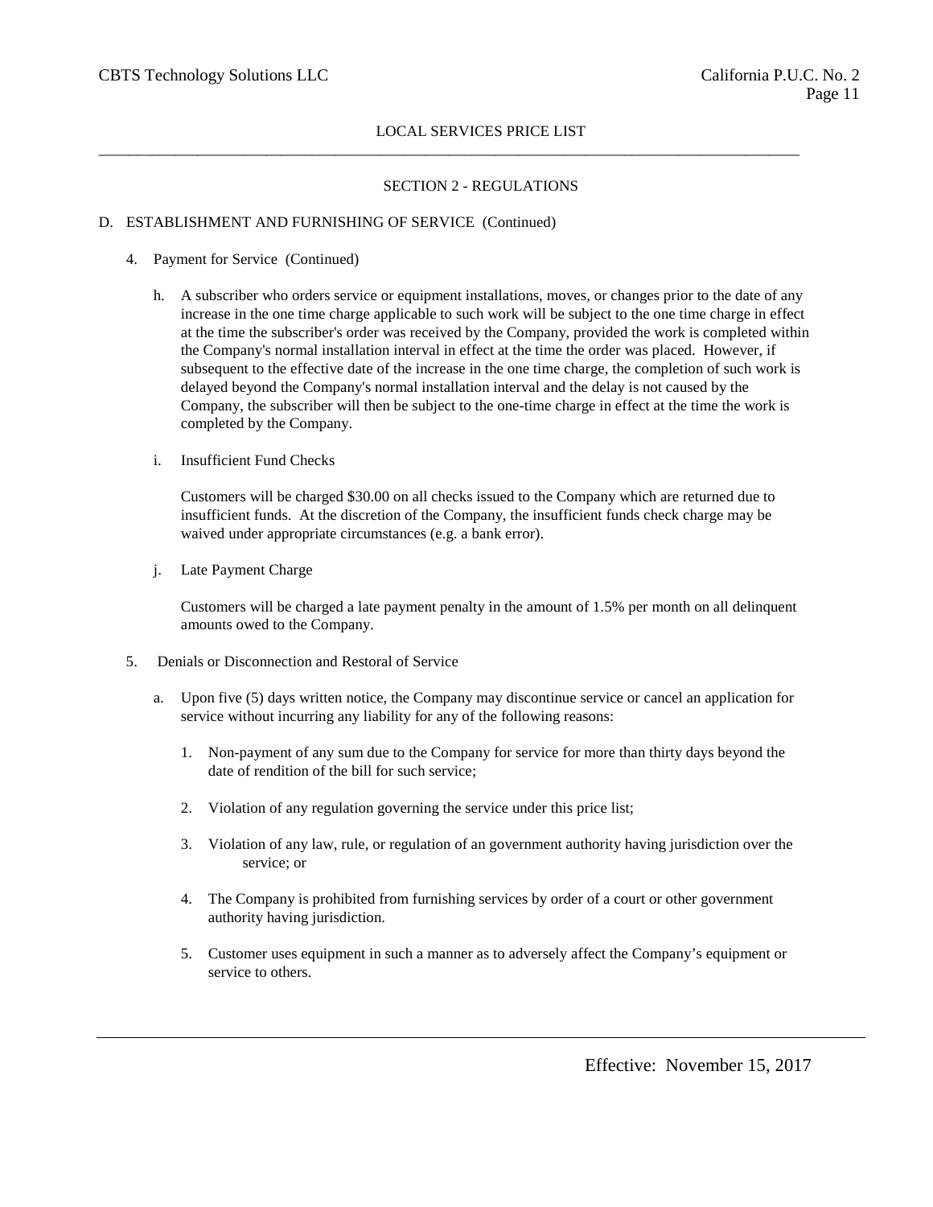LOCAL SERVICES PRICE LIST

## SECTION 2 - REGULATIONS

D. ESTABLISHMENT AND FURNISHING OF SERVICE (Continued)

4. Payment for Service (Continued)

   h. A subscriber who orders service or equipment installations, moves, or changes prior to the date of any increase in the one time charge applicable to such work will be subject to the one time charge in effect at the time the subscriber's order was received by the Company, provided the work is completed within the Company's normal installation interval in effect at the time the order was placed. However, if subsequent to the effective date of the increase in the one time charge, the completion of such work is delayed beyond the Company's normal installation interval and the delay is not caused by the Company, the subscriber will then be subject to the one-time charge in effect at the time the work is completed by the Company.

   i. Insufficient Fund Checks

      Customers will be charged $30.00 on all checks issued to the Company which are returned due to insufficient funds. At the discretion of the Company, the insufficient funds check charge may be waived under appropriate circumstances (e.g. a bank error).

   j. Late Payment Charge

      Customers will be charged a late payment penalty in the amount of 1.5% per month on all delinquent amounts owed to the Company.

5. Denials or Disconnection and Restoral of Service

   a. Upon five (5) days written notice, the Company may discontinue service or cancel an application for service without incurring any liability for any of the following reasons:

      1. Non-payment of any sum due to the Company for service for more than thirty days beyond the date of rendition of the bill for such service;

      2. Violation of any regulation governing the service under this price list;

      3. Violation of any law, rule, or regulation of an government authority having jurisdiction over the service; or

      4. The Company is prohibited from furnishing services by order of a court or other government authority having jurisdiction.

      5. Customer uses equipment in such a manner as to adversely affect the Company's equipment or service to others.

Effective: November 15, 2017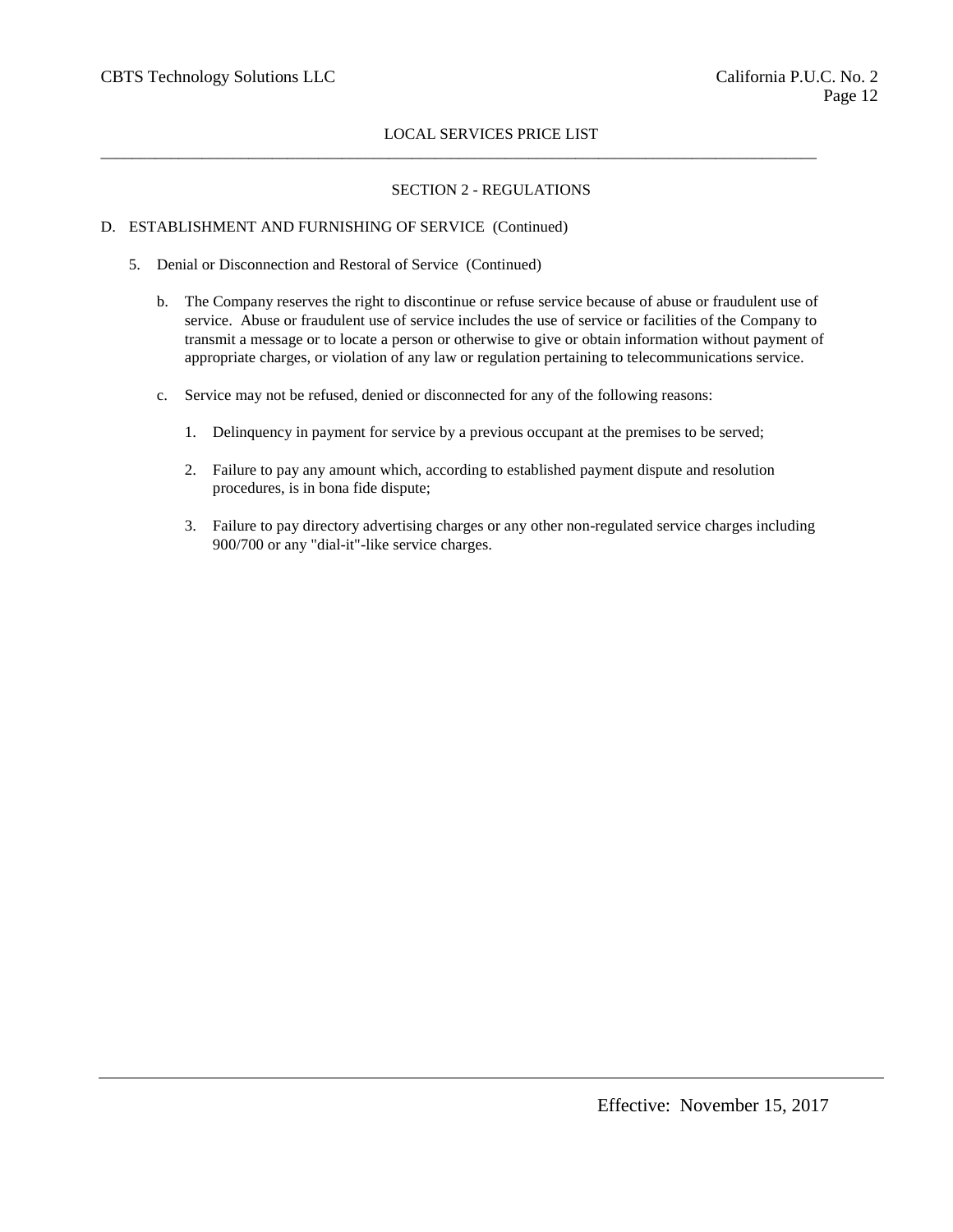## SECTION 2 - REGULATIONS

D. ESTABLISHMENT AND FURNISHING OF SERVICE (Continued)

5. Denial or Disconnection and Restoral of Service (Continued)

   b. The Company reserves the right to discontinue or refuse service because of abuse or fraudulent use of service. Abuse or fraudulent use of service includes the use of service or facilities of the Company to transmit a message or to locate a person or otherwise to give or obtain information without payment of appropriate charges, or violation of any law or regulation pertaining to telecommunications service.

   c. Service may not be refused, denied or disconnected for any of the following reasons:

      1. Delinquency in payment for service by a previous occupant at the premises to be served;

      2. Failure to pay any amount which, according to established payment dispute and resolution procedures, is in bona fide dispute;

      3. Failure to pay directory advertising charges or any other non-regulated service charges including 900/700 or any "dial-it"-like service charges.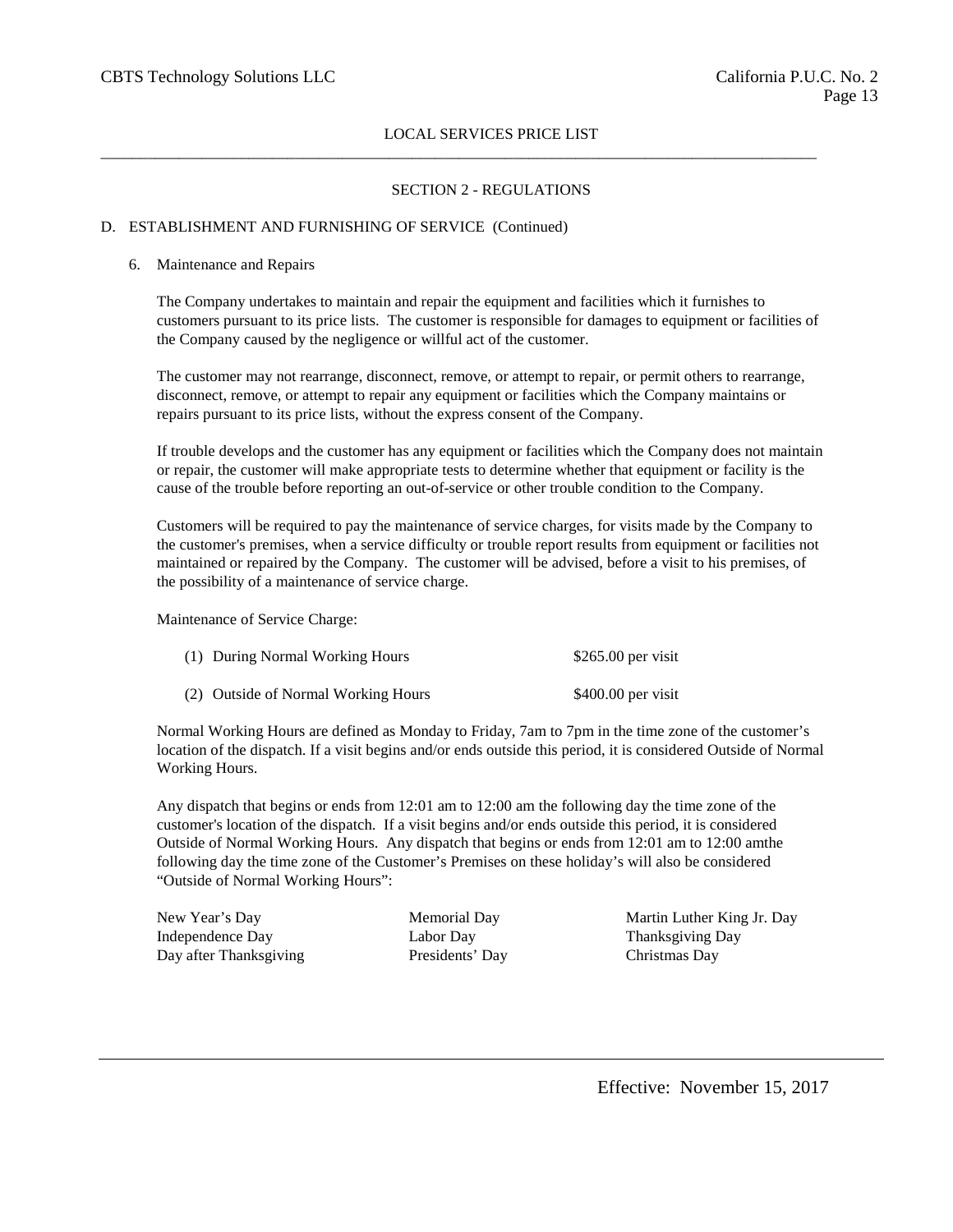LOCAL SERVICES PRICE LIST

## SECTION 2 - REGULATIONS

### D. ESTABLISHMENT AND FURNISHING OF SERVICE (Continued)

6. Maintenance and Repairs

The Company undertakes to maintain and repair the equipment and facilities which it furnishes to customers pursuant to its price lists. The customer is responsible for damages to equipment or facilities of the Company caused by the negligence or willful act of the customer.

The customer may not rearrange, disconnect, remove, or attempt to repair, or permit others to rearrange, disconnect, remove, or attempt to repair any equipment or facilities which the Company maintains or repairs pursuant to its price lists, without the express consent of the Company.

If trouble develops and the customer has any equipment or facilities which the Company does not maintain or repair, the customer will make appropriate tests to determine whether that equipment or facility is the cause of the trouble before reporting an out-of-service or other trouble condition to the Company.

Customers will be required to pay the maintenance of service charges, for visits made by the Company to the customer's premises, when a service difficulty or trouble report results from equipment or facilities not maintained or repaired by the Company. The customer will be advised, before a visit to his premises, of the possibility of a maintenance of service charge.

Maintenance of Service Charge:

| | |
|---|---|
| (1) During Normal Working Hours | $265.00 per visit |
| (2) Outside of Normal Working Hours | $400.00 per visit |

Normal Working Hours are defined as Monday to Friday, 7am to 7pm in the time zone of the customer's location of the dispatch. If a visit begins and/or ends outside this period, it is considered Outside of Normal Working Hours.

Any dispatch that begins or ends from 12:01 am to 12:00 am the following day the time zone of the customer's location of the dispatch. If a visit begins and/or ends outside this period, it is considered Outside of Normal Working Hours. Any dispatch that begins or ends from 12:01 am to 12:00 amthe following day the time zone of the Customer's Premises on these holiday's will also be considered "Outside of Normal Working Hours":

| | | |
|---|---|---|
| New Year's Day | Memorial Day | Martin Luther King Jr. Day |
| Independence Day | Labor Day | Thanksgiving Day |
| Day after Thanksgiving | Presidents' Day | Christmas Day |

Effective: November 15, 2017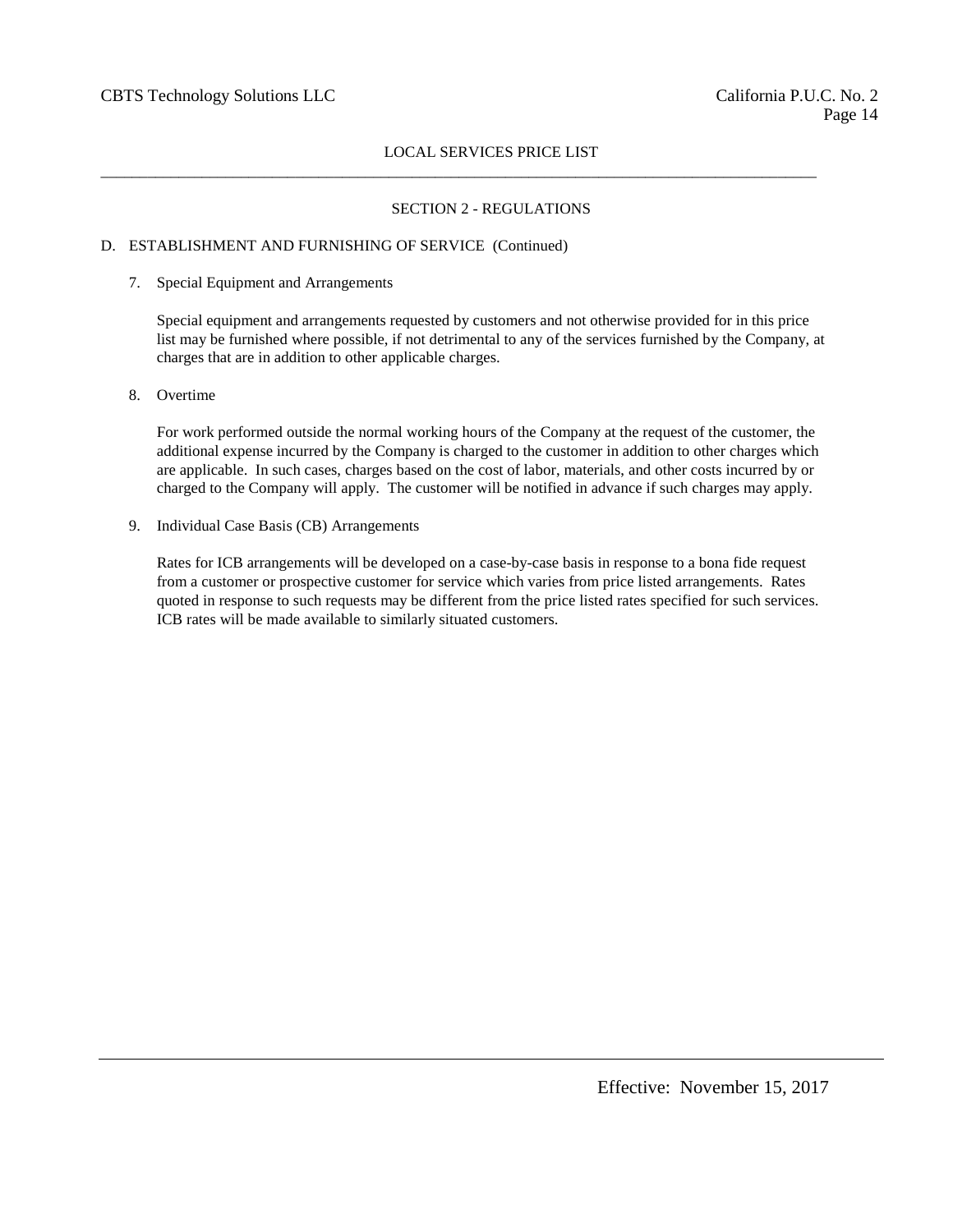## SECTION 2 - REGULATIONS

### D. ESTABLISHMENT AND FURNISHING OF SERVICE (Continued)

7. Special Equipment and Arrangements

   Special equipment and arrangements requested by customers and not otherwise provided for in this price list may be furnished where possible, if not detrimental to any of the services furnished by the Company, at charges that are in addition to other applicable charges.

8. Overtime

   For work performed outside the normal working hours of the Company at the request of the customer, the additional expense incurred by the Company is charged to the customer in addition to other charges which are applicable. In such cases, charges based on the cost of labor, materials, and other costs incurred by or charged to the Company will apply. The customer will be notified in advance if such charges may apply.

9. Individual Case Basis (CB) Arrangements

   Rates for ICB arrangements will be developed on a case-by-case basis in response to a bona fide request from a customer or prospective customer for service which varies from price listed arrangements. Rates quoted in response to such requests may be different from the price listed rates specified for such services. ICB rates will be made available to similarly situated customers.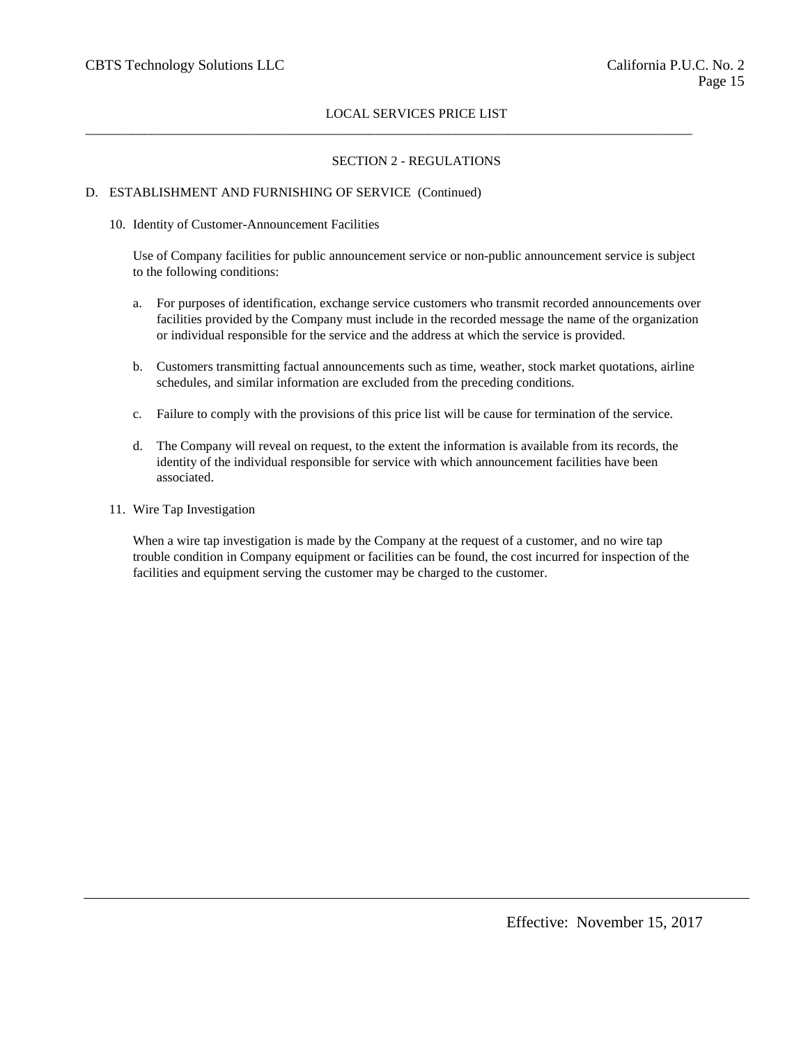## SECTION 2 - REGULATIONS

### D. ESTABLISHMENT AND FURNISHING OF SERVICE (Continued)

10. Identity of Customer-Announcement Facilities

    Use of Company facilities for public announcement service or non-public announcement service is subject to the following conditions:

    a. For purposes of identification, exchange service customers who transmit recorded announcements over facilities provided by the Company must include in the recorded message the name of the organization or individual responsible for the service and the address at which the service is provided.

    b. Customers transmitting factual announcements such as time, weather, stock market quotations, airline schedules, and similar information are excluded from the preceding conditions.

    c. Failure to comply with the provisions of this price list will be cause for termination of the service.

    d. The Company will reveal on request, to the extent the information is available from its records, the identity of the individual responsible for service with which announcement facilities have been associated.

11. Wire Tap Investigation

    When a wire tap investigation is made by the Company at the request of a customer, and no wire tap trouble condition in Company equipment or facilities can be found, the cost incurred for inspection of the facilities and equipment serving the customer may be charged to the customer.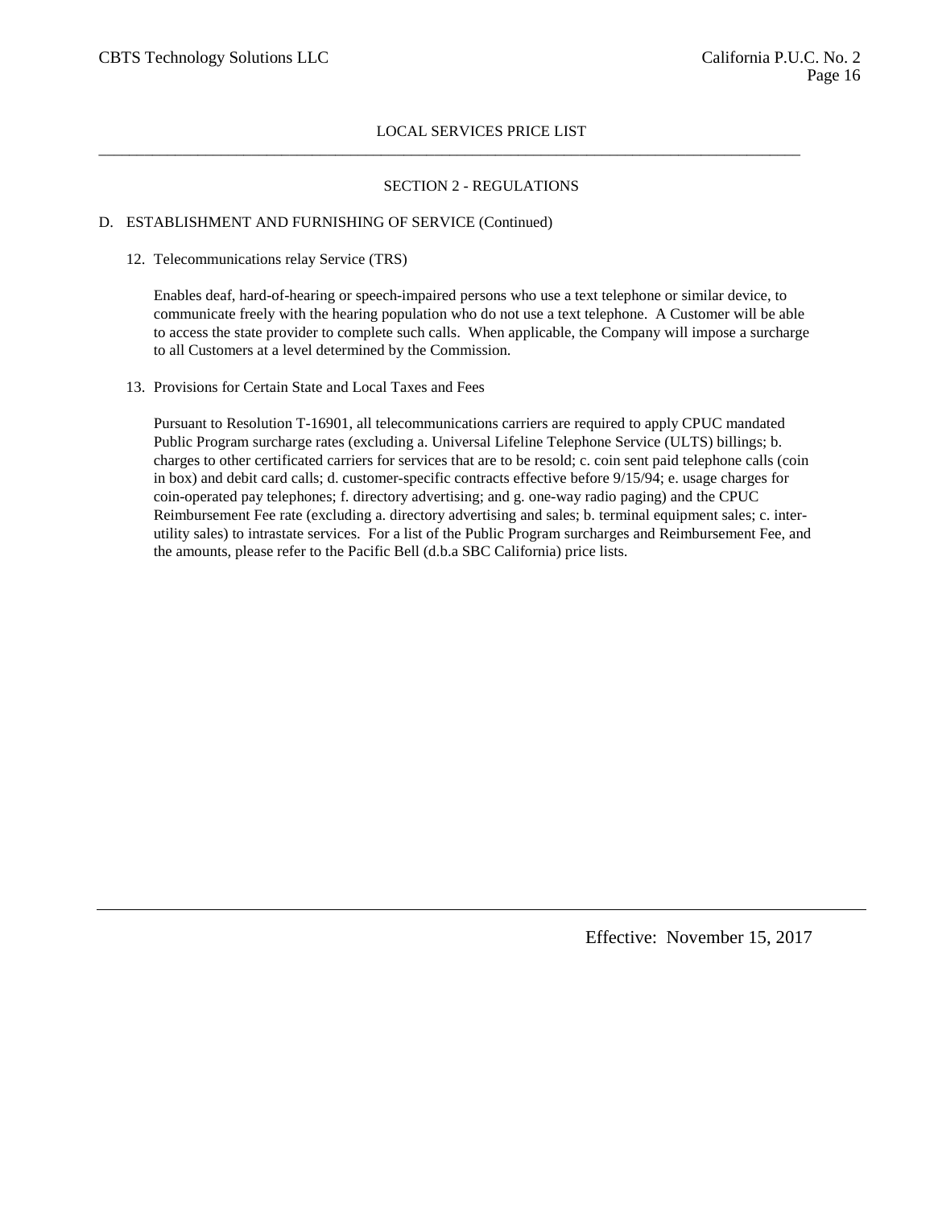## LOCAL SERVICES PRICE LIST

### SECTION 2 - REGULATIONS

D. ESTABLISHMENT AND FURNISHING OF SERVICE (Continued)

12. Telecommunications relay Service (TRS)

    Enables deaf, hard-of-hearing or speech-impaired persons who use a text telephone or similar device, to communicate freely with the hearing population who do not use a text telephone. A Customer will be able to access the state provider to complete such calls. When applicable, the Company will impose a surcharge to all Customers at a level determined by the Commission.

13. Provisions for Certain State and Local Taxes and Fees

    Pursuant to Resolution T-16901, all telecommunications carriers are required to apply CPUC mandated Public Program surcharge rates (excluding a. Universal Lifeline Telephone Service (ULTS) billings; b. charges to other certificated carriers for services that are to be resold; c. coin sent paid telephone calls (coin in box) and debit card calls; d. customer-specific contracts effective before 9/15/94; e. usage charges for coin-operated pay telephones; f. directory advertising; and g. one-way radio paging) and the CPUC Reimbursement Fee rate (excluding a. directory advertising and sales; b. terminal equipment sales; c. inter-utility sales) to intrastate services. For a list of the Public Program surcharges and Reimbursement Fee, and the amounts, please refer to the Pacific Bell (d.b.a SBC California) price lists.

Effective: November 15, 2017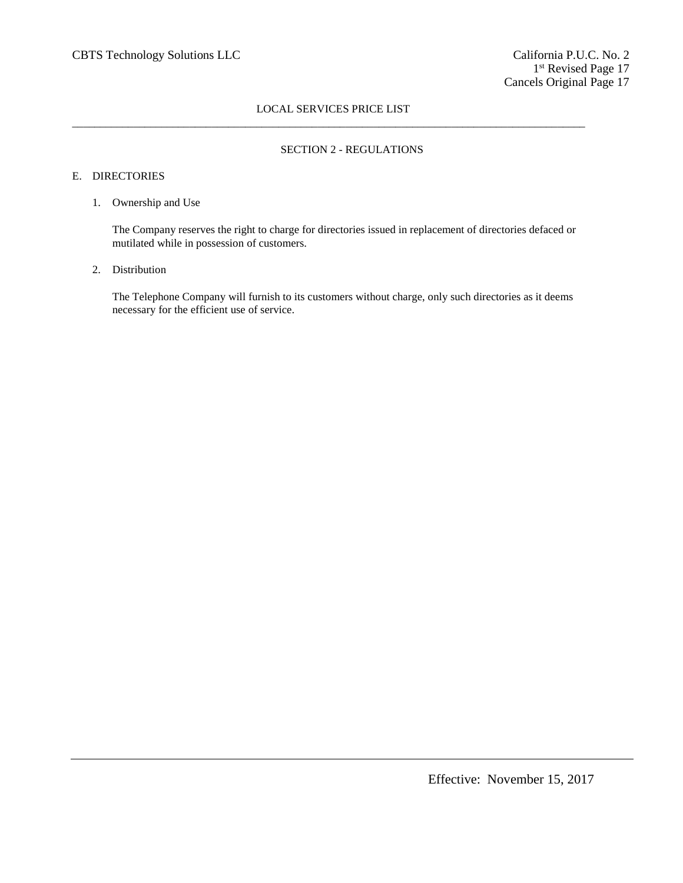## SECTION 2 - REGULATIONS

### E. DIRECTORIES

1. Ownership and Use

   The Company reserves the right to charge for directories issued in replacement of directories defaced or mutilated while in possession of customers.

2. Distribution

   The Telephone Company will furnish to its customers without charge, only such directories as it deems necessary for the efficient use of service.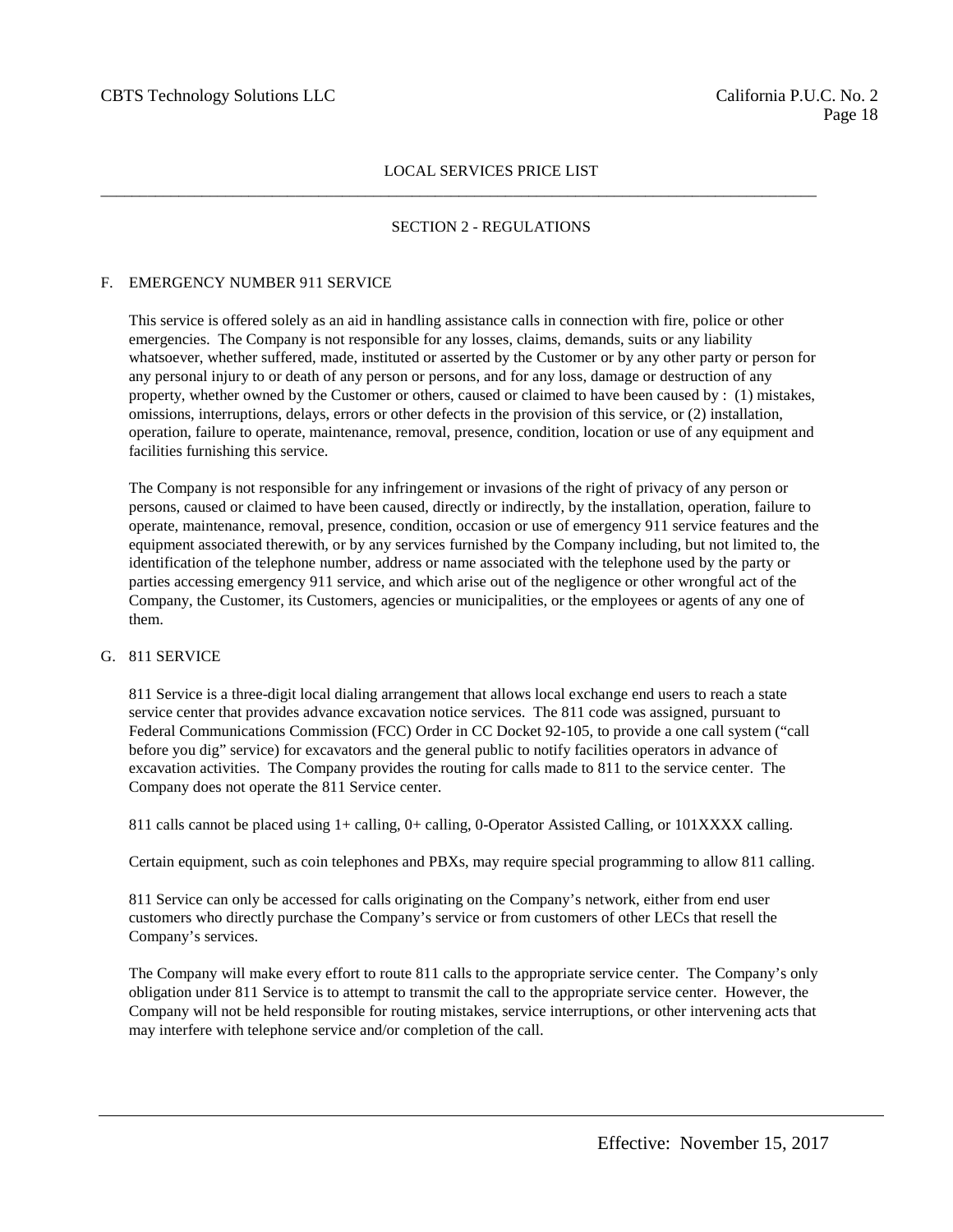## SECTION 2 - REGULATIONS

### F. EMERGENCY NUMBER 911 SERVICE

This service is offered solely as an aid in handling assistance calls in connection with fire, police or other emergencies. The Company is not responsible for any losses, claims, demands, suits or any liability whatsoever, whether suffered, made, instituted or asserted by the Customer or by any other party or person for any personal injury to or death of any person or persons, and for any loss, damage or destruction of any property, whether owned by the Customer or others, caused or claimed to have been caused by : (1) mistakes, omissions, interruptions, delays, errors or other defects in the provision of this service, or (2) installation, operation, failure to operate, maintenance, removal, presence, condition, location or use of any equipment and facilities furnishing this service.

The Company is not responsible for any infringement or invasions of the right of privacy of any person or persons, caused or claimed to have been caused, directly or indirectly, by the installation, operation, failure to operate, maintenance, removal, presence, condition, occasion or use of emergency 911 service features and the equipment associated therewith, or by any services furnished by the Company including, but not limited to, the identification of the telephone number, address or name associated with the telephone used by the party or parties accessing emergency 911 service, and which arise out of the negligence or other wrongful act of the Company, the Customer, its Customers, agencies or municipalities, or the employees or agents of any one of them.

### G. 811 SERVICE

811 Service is a three-digit local dialing arrangement that allows local exchange end users to reach a state service center that provides advance excavation notice services. The 811 code was assigned, pursuant to Federal Communications Commission (FCC) Order in CC Docket 92-105, to provide a one call system ("call before you dig" service) for excavators and the general public to notify facilities operators in advance of excavation activities. The Company provides the routing for calls made to 811 to the service center. The Company does not operate the 811 Service center.

811 calls cannot be placed using 1+ calling, 0+ calling, 0-Operator Assisted Calling, or 101XXXX calling.

Certain equipment, such as coin telephones and PBXs, may require special programming to allow 811 calling.

811 Service can only be accessed for calls originating on the Company's network, either from end user customers who directly purchase the Company's service or from customers of other LECs that resell the Company's services.

The Company will make every effort to route 811 calls to the appropriate service center. The Company's only obligation under 811 Service is to attempt to transmit the call to the appropriate service center. However, the Company will not be held responsible for routing mistakes, service interruptions, or other intervening acts that may interfere with telephone service and/or completion of the call.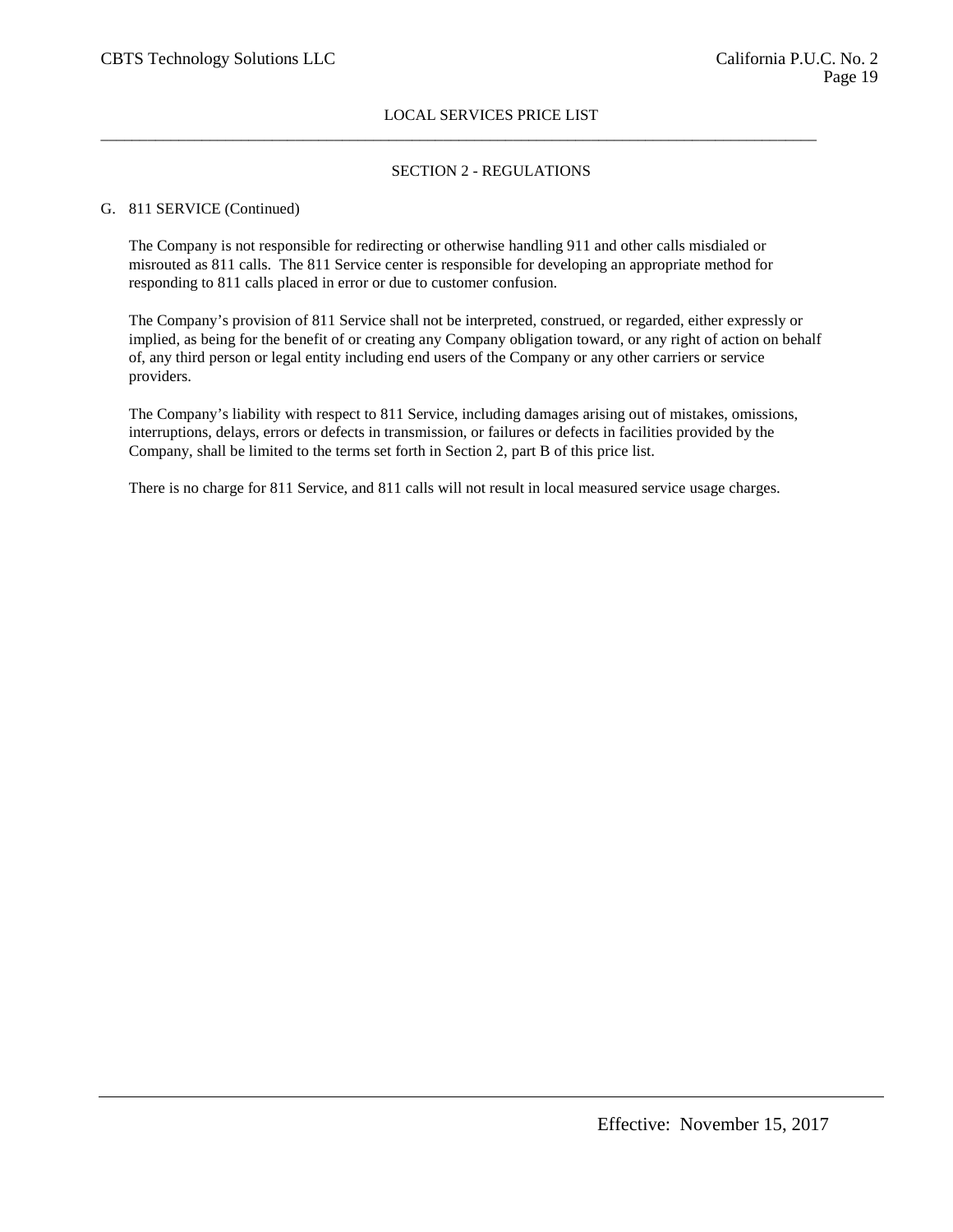## SECTION 2 - REGULATIONS

G. 811 SERVICE (Continued)

The Company is not responsible for redirecting or otherwise handling 911 and other calls misdialed or misrouted as 811 calls. The 811 Service center is responsible for developing an appropriate method for responding to 811 calls placed in error or due to customer confusion.

The Company's provision of 811 Service shall not be interpreted, construed, or regarded, either expressly or implied, as being for the benefit of or creating any Company obligation toward, or any right of action on behalf of, any third person or legal entity including end users of the Company or any other carriers or service providers.

The Company's liability with respect to 811 Service, including damages arising out of mistakes, omissions, interruptions, delays, errors or defects in transmission, or failures or defects in facilities provided by the Company, shall be limited to the terms set forth in Section 2, part B of this price list.

There is no charge for 811 Service, and 811 calls will not result in local measured service usage charges.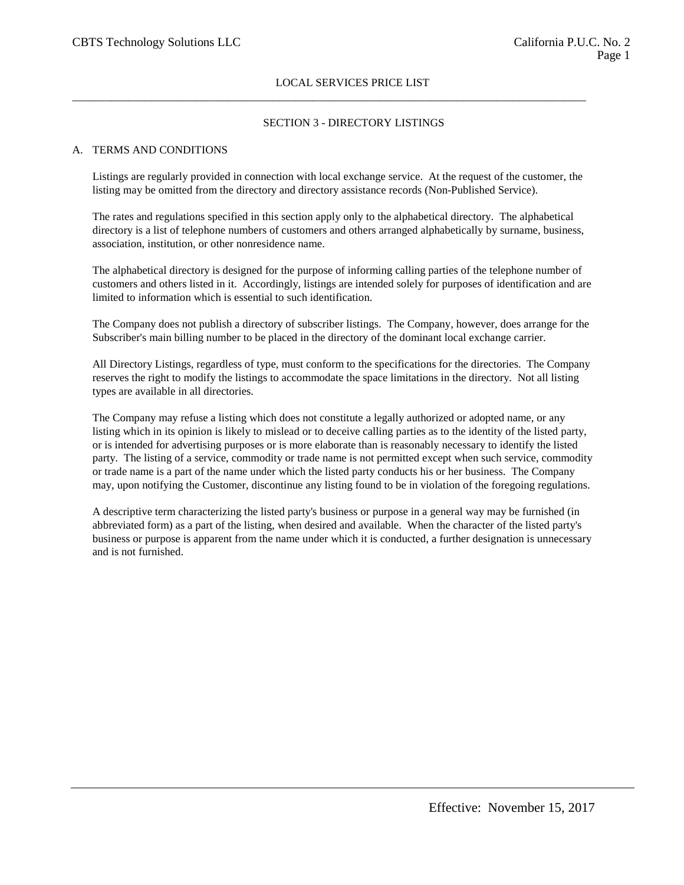## LOCAL SERVICES PRICE LIST

### SECTION 3 - DIRECTORY LISTINGS

A. TERMS AND CONDITIONS

Listings are regularly provided in connection with local exchange service. At the request of the customer, the listing may be omitted from the directory and directory assistance records (Non-Published Service).

The rates and regulations specified in this section apply only to the alphabetical directory. The alphabetical directory is a list of telephone numbers of customers and others arranged alphabetically by surname, business, association, institution, or other nonresidence name.

The alphabetical directory is designed for the purpose of informing calling parties of the telephone number of customers and others listed in it. Accordingly, listings are intended solely for purposes of identification and are limited to information which is essential to such identification.

The Company does not publish a directory of subscriber listings. The Company, however, does arrange for the Subscriber's main billing number to be placed in the directory of the dominant local exchange carrier.

All Directory Listings, regardless of type, must conform to the specifications for the directories. The Company reserves the right to modify the listings to accommodate the space limitations in the directory. Not all listing types are available in all directories.

The Company may refuse a listing which does not constitute a legally authorized or adopted name, or any listing which in its opinion is likely to mislead or to deceive calling parties as to the identity of the listed party, or is intended for advertising purposes or is more elaborate than is reasonably necessary to identify the listed party. The listing of a service, commodity or trade name is not permitted except when such service, commodity or trade name is a part of the name under which the listed party conducts his or her business. The Company may, upon notifying the Customer, discontinue any listing found to be in violation of the foregoing regulations.

A descriptive term characterizing the listed party's business or purpose in a general way may be furnished (in abbreviated form) as a part of the listing, when desired and available. When the character of the listed party's business or purpose is apparent from the name under which it is conducted, a further designation is unnecessary and is not furnished.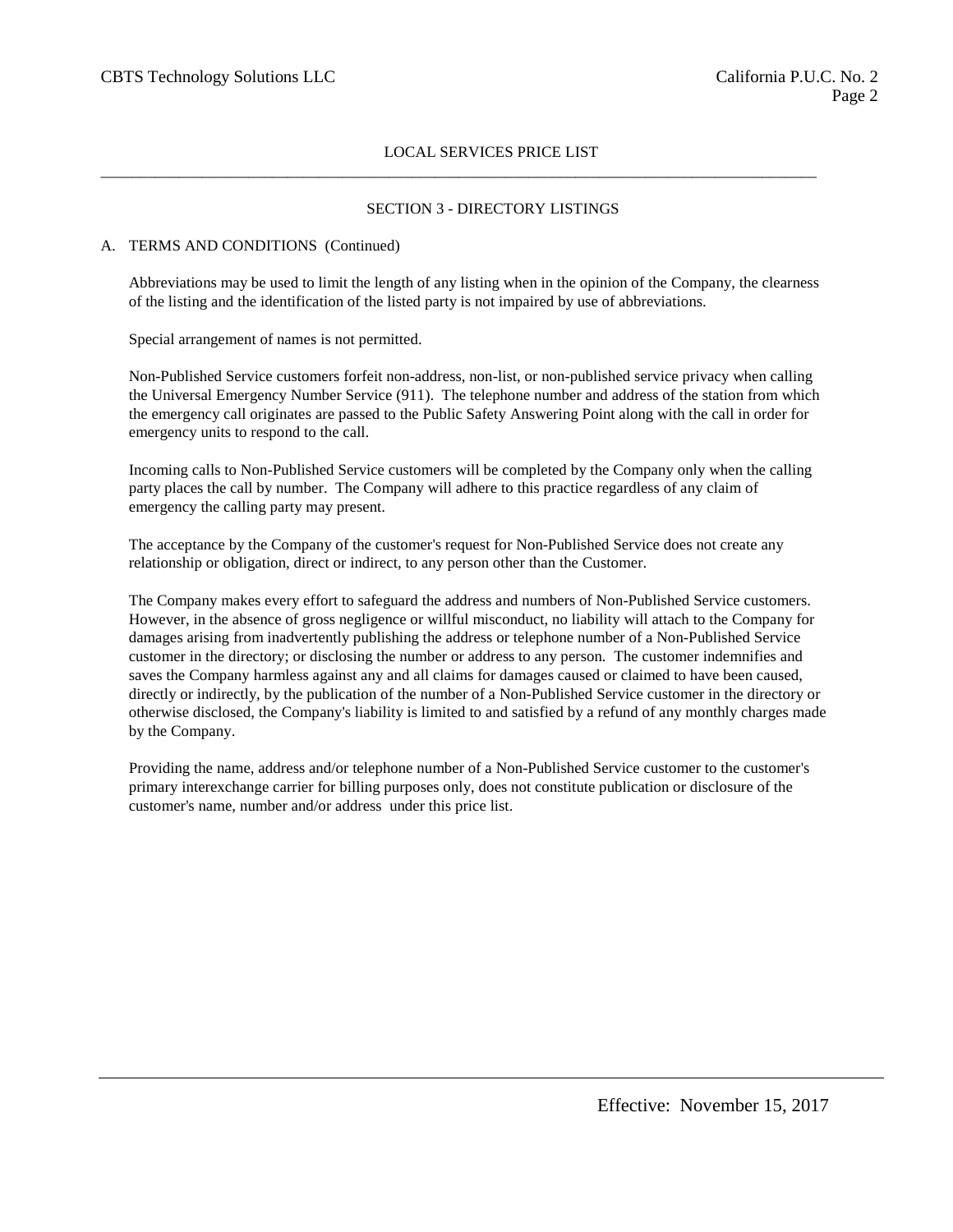LOCAL SERVICES PRICE LIST

## SECTION 3 - DIRECTORY LISTINGS

### A. TERMS AND CONDITIONS (Continued)

Abbreviations may be used to limit the length of any listing when in the opinion of the Company, the clearness of the listing and the identification of the listed party is not impaired by use of abbreviations.

Special arrangement of names is not permitted.

Non-Published Service customers forfeit non-address, non-list, or non-published service privacy when calling the Universal Emergency Number Service (911). The telephone number and address of the station from which the emergency call originates are passed to the Public Safety Answering Point along with the call in order for emergency units to respond to the call.

Incoming calls to Non-Published Service customers will be completed by the Company only when the calling party places the call by number. The Company will adhere to this practice regardless of any claim of emergency the calling party may present.

The acceptance by the Company of the customer's request for Non-Published Service does not create any relationship or obligation, direct or indirect, to any person other than the Customer.

The Company makes every effort to safeguard the address and numbers of Non-Published Service customers. However, in the absence of gross negligence or willful misconduct, no liability will attach to the Company for damages arising from inadvertently publishing the address or telephone number of a Non-Published Service customer in the directory; or disclosing the number or address to any person. The customer indemnifies and saves the Company harmless against any and all claims for damages caused or claimed to have been caused, directly or indirectly, by the publication of the number of a Non-Published Service customer in the directory or otherwise disclosed, the Company's liability is limited to and satisfied by a refund of any monthly charges made by the Company.

Providing the name, address and/or telephone number of a Non-Published Service customer to the customer's primary interexchange carrier for billing purposes only, does not constitute publication or disclosure of the customer's name, number and/or address under this price list.

Effective: November 15, 2017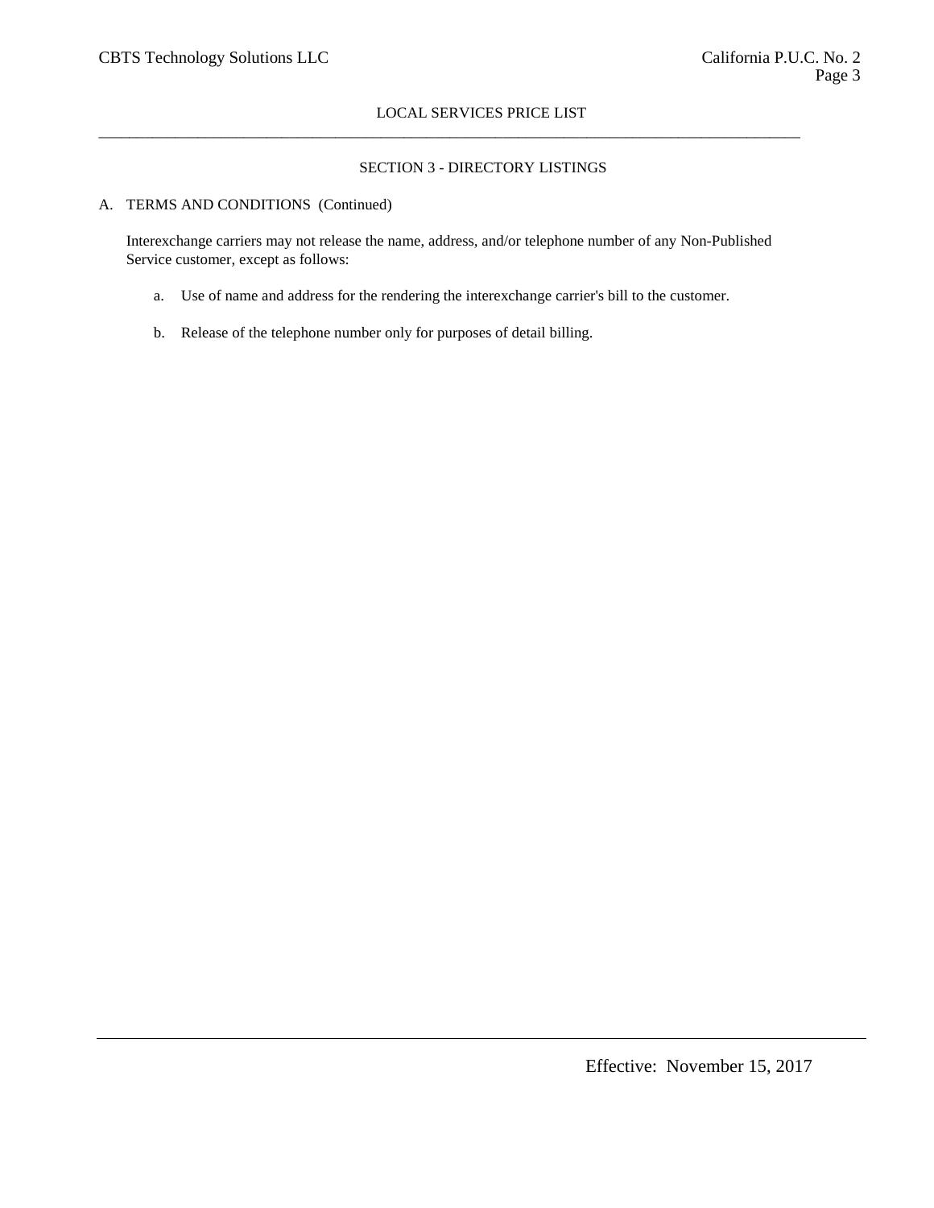## SECTION 3 - DIRECTORY LISTINGS

A. TERMS AND CONDITIONS (Continued)

Interexchange carriers may not release the name, address, and/or telephone number of any Non-Published Service customer, except as follows:

a. Use of name and address for the rendering the interexchange carrier's bill to the customer.

b. Release of the telephone number only for purposes of detail billing.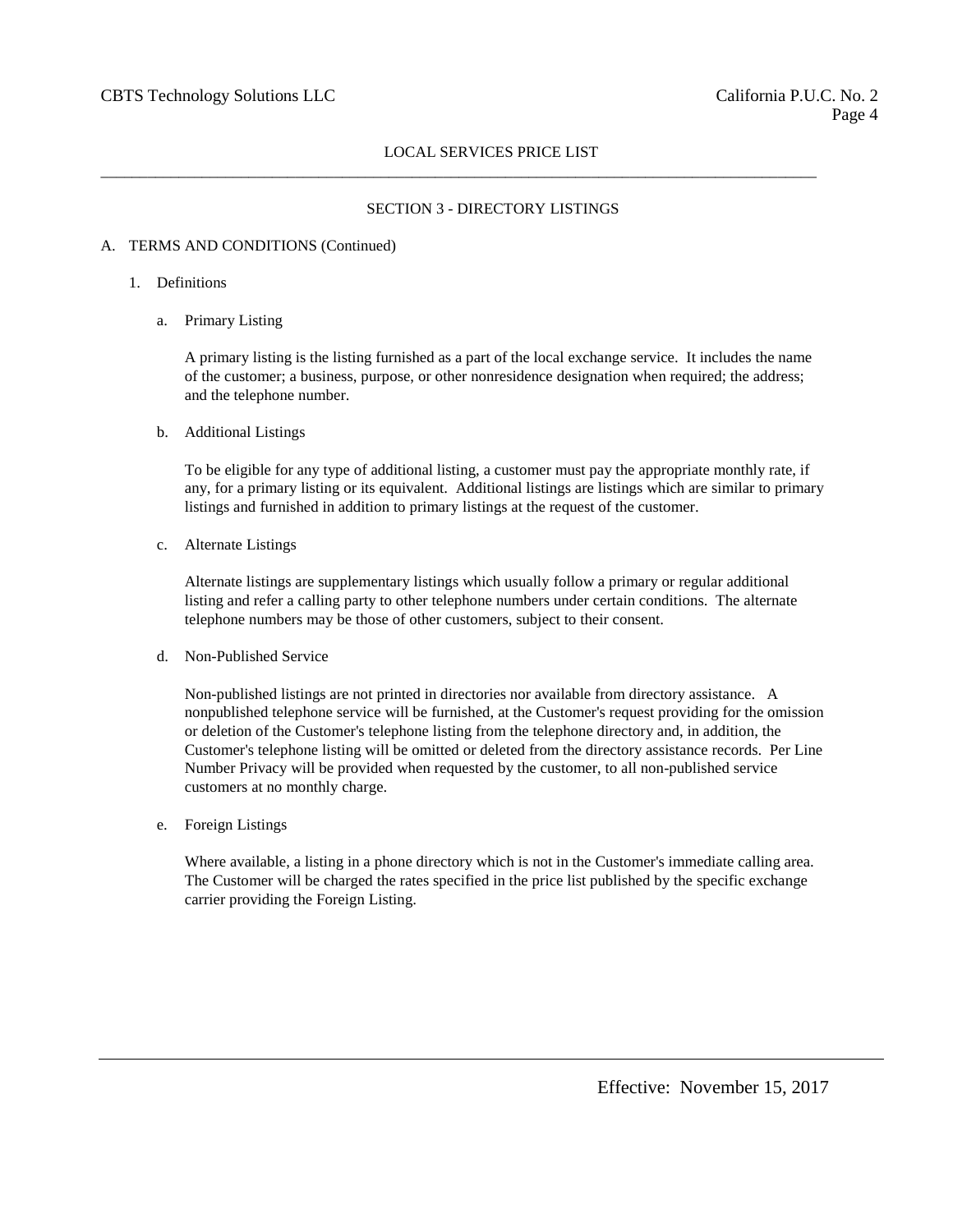LOCAL SERVICES PRICE LIST

SECTION 3 - DIRECTORY LISTINGS

A. TERMS AND CONDITIONS (Continued)

1. Definitions

   a. Primary Listing

      A primary listing is the listing furnished as a part of the local exchange service. It includes the name of the customer; a business, purpose, or other nonresidence designation when required; the address; and the telephone number.

   b. Additional Listings

      To be eligible for any type of additional listing, a customer must pay the appropriate monthly rate, if any, for a primary listing or its equivalent. Additional listings are listings which are similar to primary listings and furnished in addition to primary listings at the request of the customer.

   c. Alternate Listings

      Alternate listings are supplementary listings which usually follow a primary or regular additional listing and refer a calling party to other telephone numbers under certain conditions. The alternate telephone numbers may be those of other customers, subject to their consent.

   d. Non-Published Service

      Non-published listings are not printed in directories nor available from directory assistance. A nonpublished telephone service will be furnished, at the Customer's request providing for the omission or deletion of the Customer's telephone listing from the telephone directory and, in addition, the Customer's telephone listing will be omitted or deleted from the directory assistance records. Per Line Number Privacy will be provided when requested by the customer, to all non-published service customers at no monthly charge.

   e. Foreign Listings

      Where available, a listing in a phone directory which is not in the Customer's immediate calling area. The Customer will be charged the rates specified in the price list published by the specific exchange carrier providing the Foreign Listing.

Effective: November 15, 2017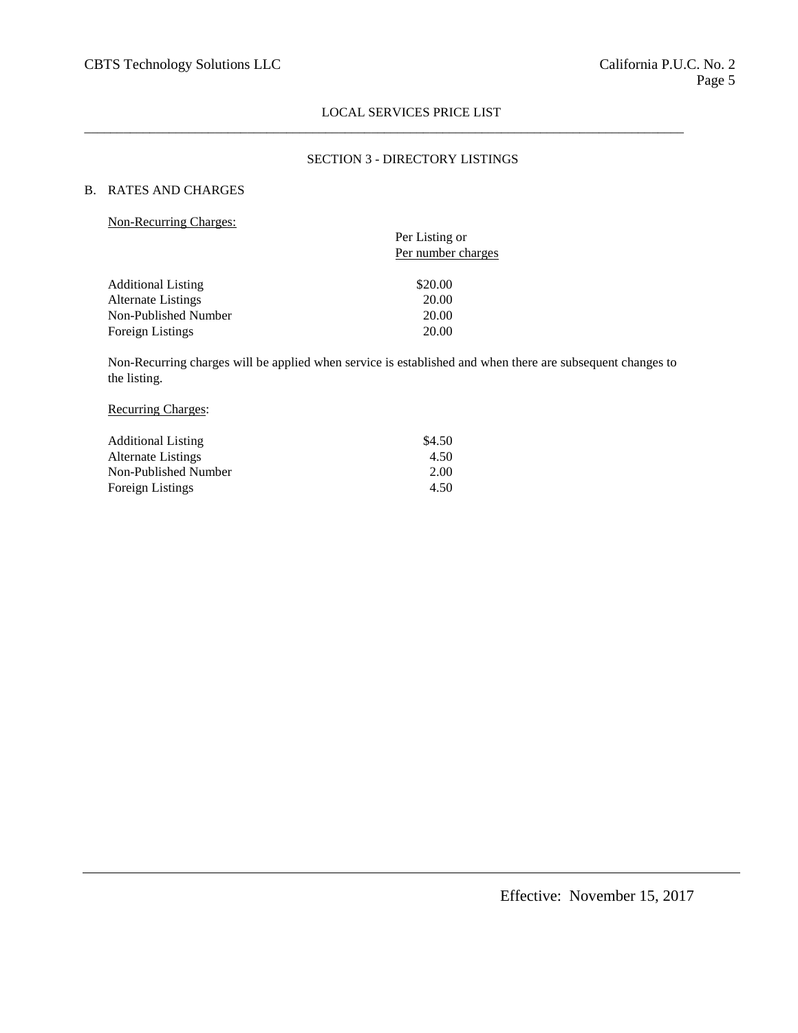LOCAL SERVICES PRICE LIST

## SECTION 3 - DIRECTORY LISTINGS

### B. RATES AND CHARGES

Non-Recurring Charges:

| | Per Listing or Per number charges |
|---|---|
| Additional Listing | $20.00 |
| Alternate Listings | 20.00 |
| Non-Published Number | 20.00 |
| Foreign Listings | 20.00 |

Non-Recurring charges will be applied when service is established and when there are subsequent changes to the listing.

Recurring Charges:

| | |
|---|---|
| Additional Listing | $4.50 |
| Alternate Listings | 4.50 |
| Non-Published Number | 2.00 |
| Foreign Listings | 4.50 |

Effective: November 15, 2017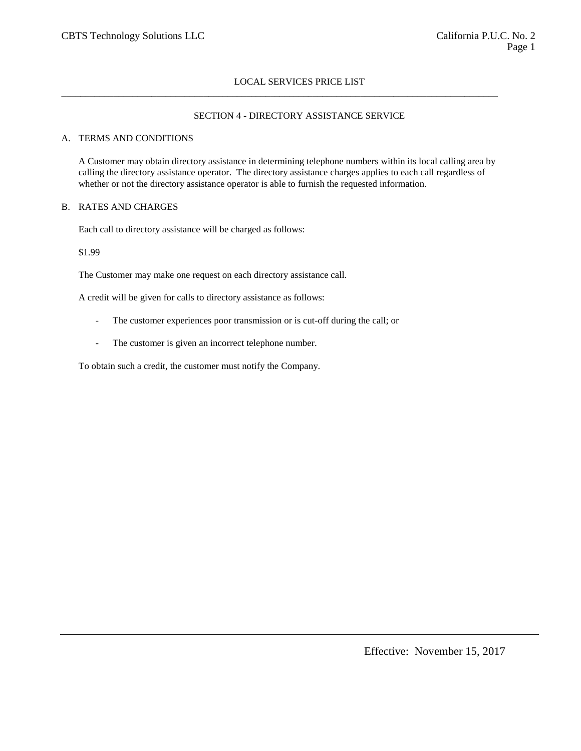LOCAL SERVICES PRICE LIST

## SECTION 4 - DIRECTORY ASSISTANCE SERVICE

### A. TERMS AND CONDITIONS

A Customer may obtain directory assistance in determining telephone numbers within its local calling area by calling the directory assistance operator. The directory assistance charges applies to each call regardless of whether or not the directory assistance operator is able to furnish the requested information.

### B. RATES AND CHARGES

Each call to directory assistance will be charged as follows:

$1.99

The Customer may make one request on each directory assistance call.

A credit will be given for calls to directory assistance as follows:

- The customer experiences poor transmission or is cut-off during the call; or
- The customer is given an incorrect telephone number.

To obtain such a credit, the customer must notify the Company.

Effective: November 15, 2017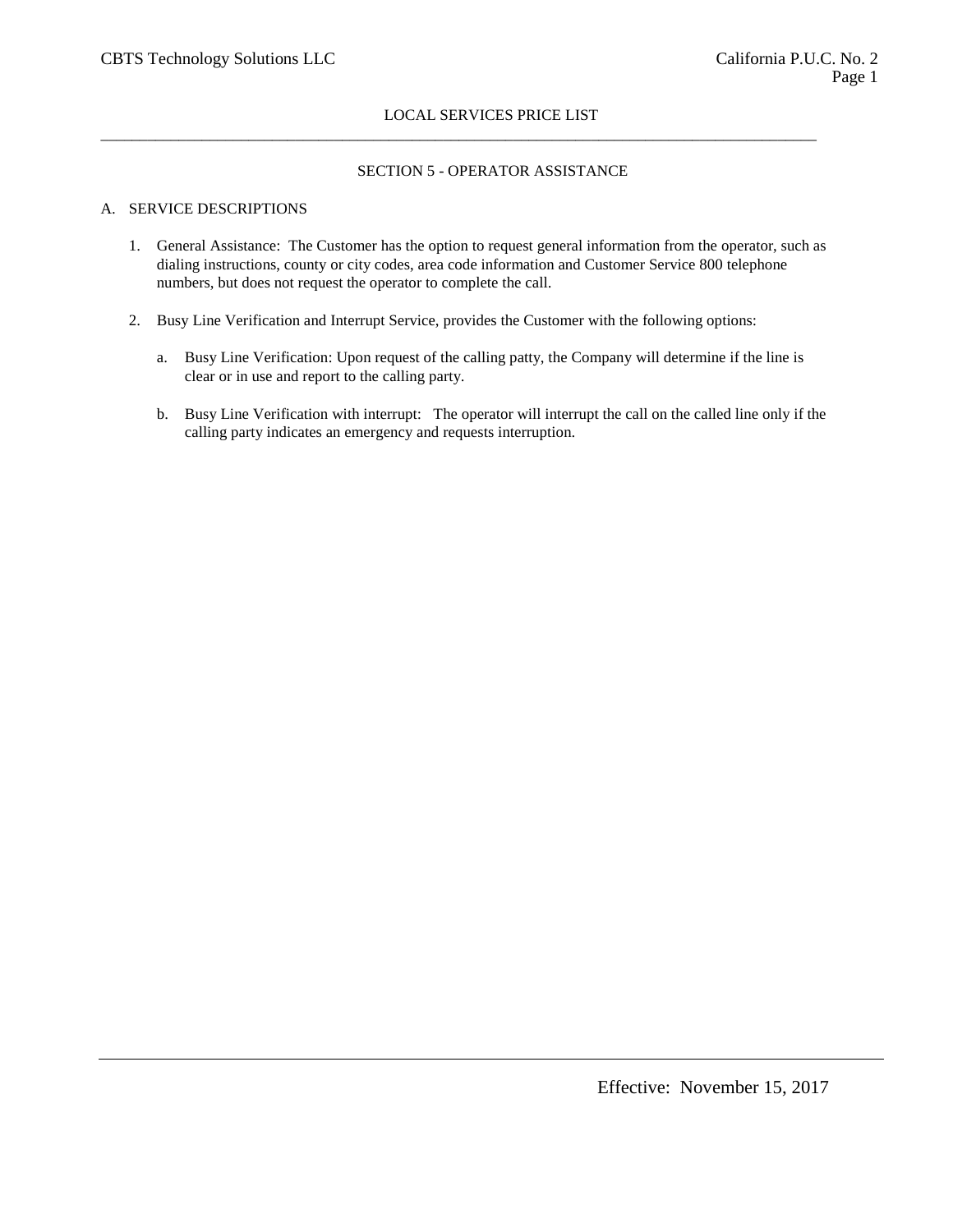LOCAL SERVICES PRICE LIST

## SECTION 5 - OPERATOR ASSISTANCE

### A. SERVICE DESCRIPTIONS

1. General Assistance: The Customer has the option to request general information from the operator, such as dialing instructions, county or city codes, area code information and Customer Service 800 telephone numbers, but does not request the operator to complete the call.

2. Busy Line Verification and Interrupt Service, provides the Customer with the following options:

   a. Busy Line Verification: Upon request of the calling patty, the Company will determine if the line is clear or in use and report to the calling party.

   b. Busy Line Verification with interrupt: The operator will interrupt the call on the called line only if the calling party indicates an emergency and requests interruption.

Effective: November 15, 2017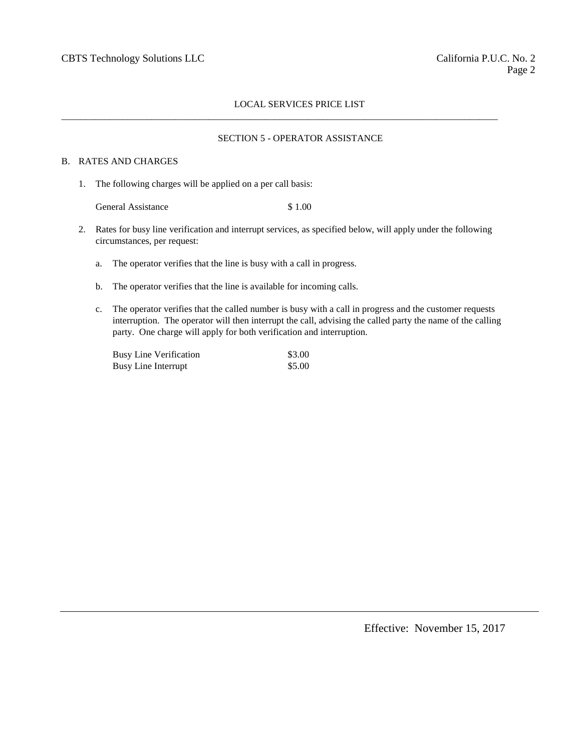LOCAL SERVICES PRICE LIST

## SECTION 5 - OPERATOR ASSISTANCE

### B. RATES AND CHARGES

1. The following charges will be applied on a per call basis:

| | |
|---|---|
| General Assistance | $ 1.00 |

2. Rates for busy line verification and interrupt services, as specified below, will apply under the following circumstances, per request:

   a. The operator verifies that the line is busy with a call in progress.

   b. The operator verifies that the line is available for incoming calls.

   c. The operator verifies that the called number is busy with a call in progress and the customer requests interruption. The operator will then interrupt the call, advising the called party the name of the calling party. One charge will apply for both verification and interruption.

| | |
|---|---|
| Busy Line Verification | $3.00 |
| Busy Line Interrupt | $5.00 |

Effective: November 15, 2017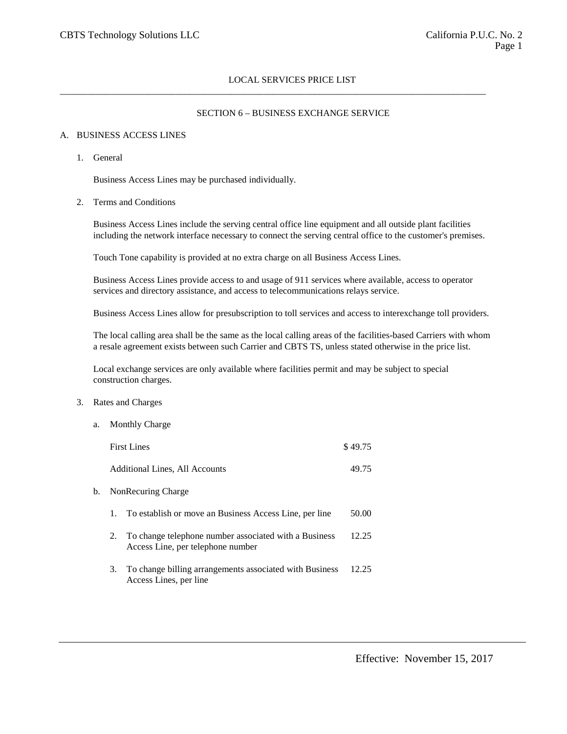LOCAL SERVICES PRICE LIST

## SECTION 6 – BUSINESS EXCHANGE SERVICE

### A. BUSINESS ACCESS LINES

1. General

   Business Access Lines may be purchased individually.

2. Terms and Conditions

   Business Access Lines include the serving central office line equipment and all outside plant facilities including the network interface necessary to connect the serving central office to the customer's premises.

   Touch Tone capability is provided at no extra charge on all Business Access Lines.

   Business Access Lines provide access to and usage of 911 services where available, access to operator services and directory assistance, and access to telecommunications relays service.

   Business Access Lines allow for presubscription to toll services and access to interexchange toll providers.

   The local calling area shall be the same as the local calling areas of the facilities-based Carriers with whom a resale agreement exists between such Carrier and CBTS TS, unless stated otherwise in the price list.

   Local exchange services are only available where facilities permit and may be subject to special construction charges.

3. Rates and Charges

   a. Monthly Charge

   | | |
   |---|---|
   | First Lines | $ 49.75 |
   | Additional Lines, All Accounts | 49.75 |

   b. NonRecuring Charge

   | | |
   |---|---|
   | 1. To establish or move an Business Access Line, per line | 50.00 |
   | 2. To change telephone number associated with a Business Access Line, per telephone number | 12.25 |
   | 3. To change billing arrangements associated with Business Access Lines, per line | 12.25 |

Effective: November 15, 2017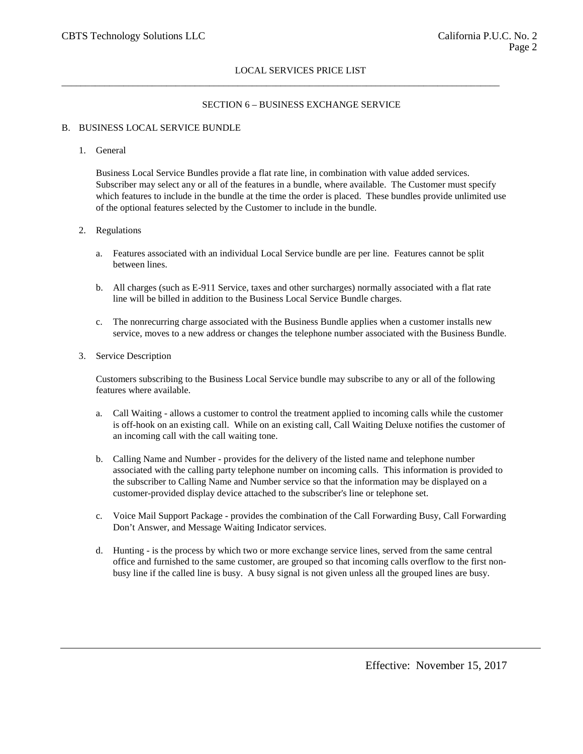LOCAL SERVICES PRICE LIST

## SECTION 6 – BUSINESS EXCHANGE SERVICE

### B. BUSINESS LOCAL SERVICE BUNDLE

1. General

   Business Local Service Bundles provide a flat rate line, in combination with value added services. Subscriber may select any or all of the features in a bundle, where available. The Customer must specify which features to include in the bundle at the time the order is placed. These bundles provide unlimited use of the optional features selected by the Customer to include in the bundle.

2. Regulations

   a. Features associated with an individual Local Service bundle are per line. Features cannot be split between lines.

   b. All charges (such as E-911 Service, taxes and other surcharges) normally associated with a flat rate line will be billed in addition to the Business Local Service Bundle charges.

   c. The nonrecurring charge associated with the Business Bundle applies when a customer installs new service, moves to a new address or changes the telephone number associated with the Business Bundle.

3. Service Description

   Customers subscribing to the Business Local Service bundle may subscribe to any or all of the following features where available.

   a. Call Waiting - allows a customer to control the treatment applied to incoming calls while the customer is off-hook on an existing call. While on an existing call, Call Waiting Deluxe notifies the customer of an incoming call with the call waiting tone.

   b. Calling Name and Number - provides for the delivery of the listed name and telephone number associated with the calling party telephone number on incoming calls. This information is provided to the subscriber to Calling Name and Number service so that the information may be displayed on a customer-provided display device attached to the subscriber's line or telephone set.

   c. Voice Mail Support Package - provides the combination of the Call Forwarding Busy, Call Forwarding Don't Answer, and Message Waiting Indicator services.

   d. Hunting - is the process by which two or more exchange service lines, served from the same central office and furnished to the same customer, are grouped so that incoming calls overflow to the first non-busy line if the called line is busy. A busy signal is not given unless all the grouped lines are busy.

Effective: November 15, 2017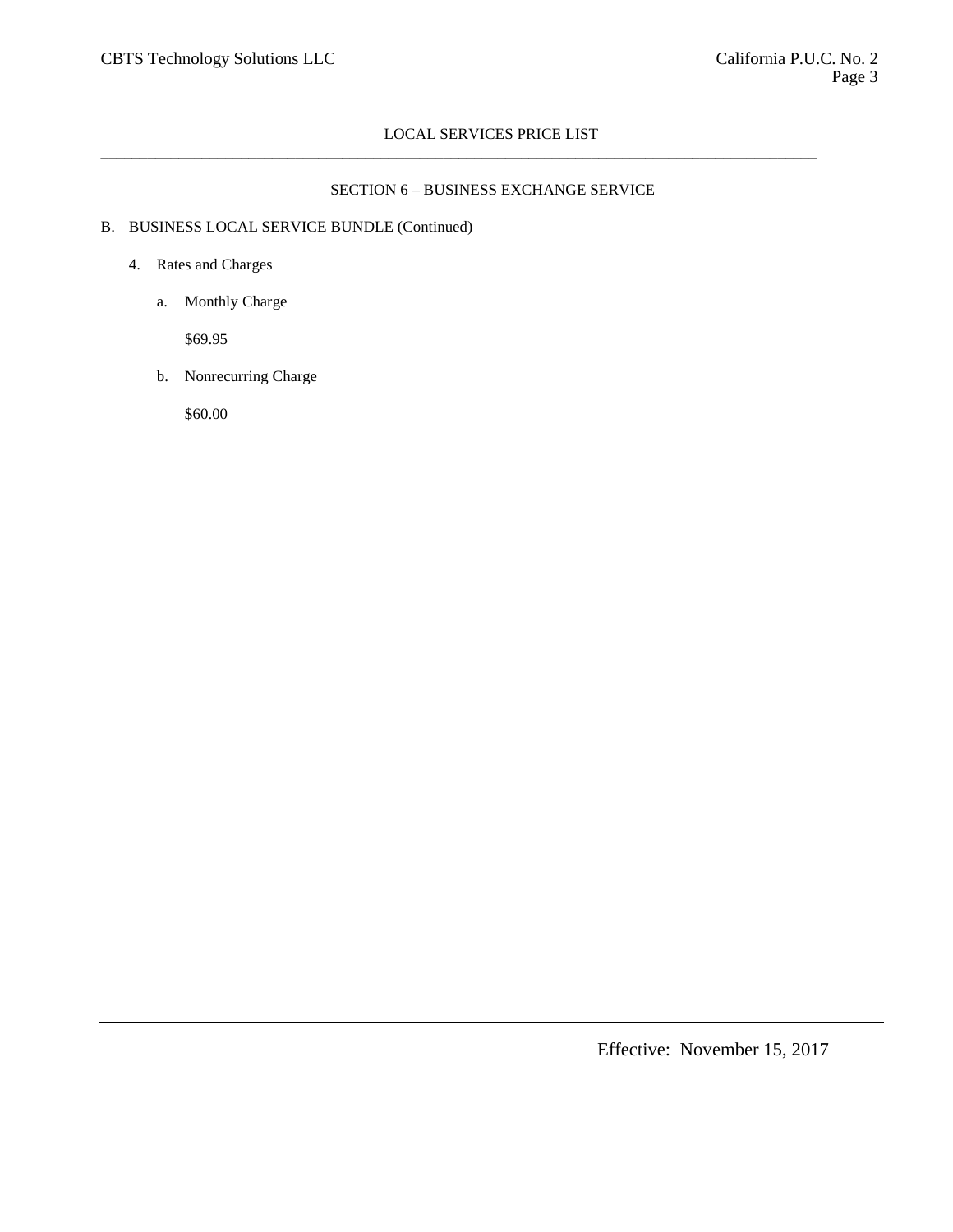LOCAL SERVICES PRICE LIST

## SECTION 6 – BUSINESS EXCHANGE SERVICE

B. BUSINESS LOCAL SERVICE BUNDLE (Continued)

4. Rates and Charges

   a. Monthly Charge

      $69.95

   b. Nonrecurring Charge

      $60.00

Effective: November 15, 2017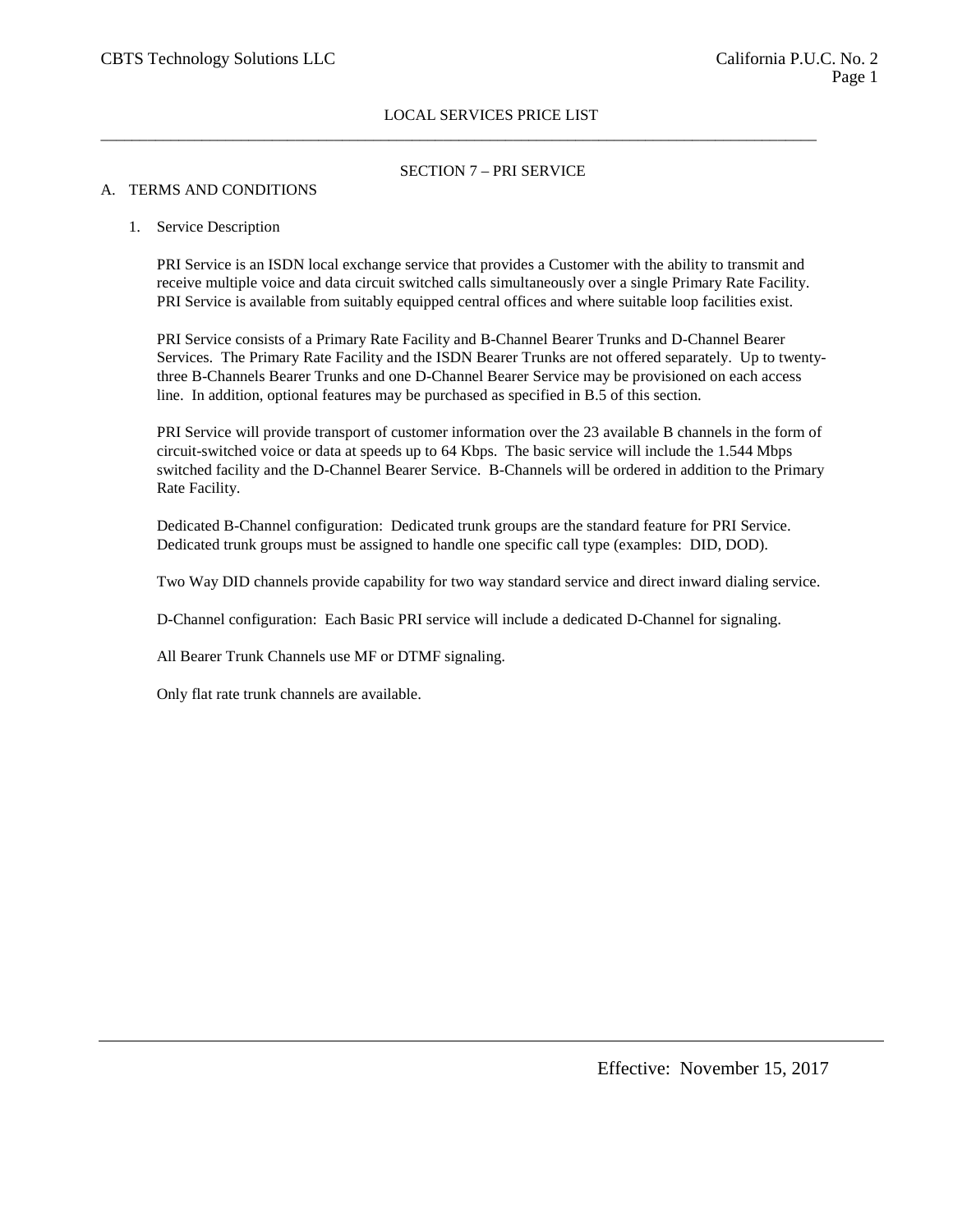LOCAL SERVICES PRICE LIST

## SECTION 7 – PRI SERVICE

### A. TERMS AND CONDITIONS

1. Service Description

PRI Service is an ISDN local exchange service that provides a Customer with the ability to transmit and receive multiple voice and data circuit switched calls simultaneously over a single Primary Rate Facility. PRI Service is available from suitably equipped central offices and where suitable loop facilities exist.

PRI Service consists of a Primary Rate Facility and B-Channel Bearer Trunks and D-Channel Bearer Services. The Primary Rate Facility and the ISDN Bearer Trunks are not offered separately. Up to twenty-three B-Channels Bearer Trunks and one D-Channel Bearer Service may be provisioned on each access line. In addition, optional features may be purchased as specified in B.5 of this section.

PRI Service will provide transport of customer information over the 23 available B channels in the form of circuit-switched voice or data at speeds up to 64 Kbps. The basic service will include the 1.544 Mbps switched facility and the D-Channel Bearer Service. B-Channels will be ordered in addition to the Primary Rate Facility.

Dedicated B-Channel configuration: Dedicated trunk groups are the standard feature for PRI Service. Dedicated trunk groups must be assigned to handle one specific call type (examples: DID, DOD).

Two Way DID channels provide capability for two way standard service and direct inward dialing service.

D-Channel configuration: Each Basic PRI service will include a dedicated D-Channel for signaling.

All Bearer Trunk Channels use MF or DTMF signaling.

Only flat rate trunk channels are available.

Effective: November 15, 2017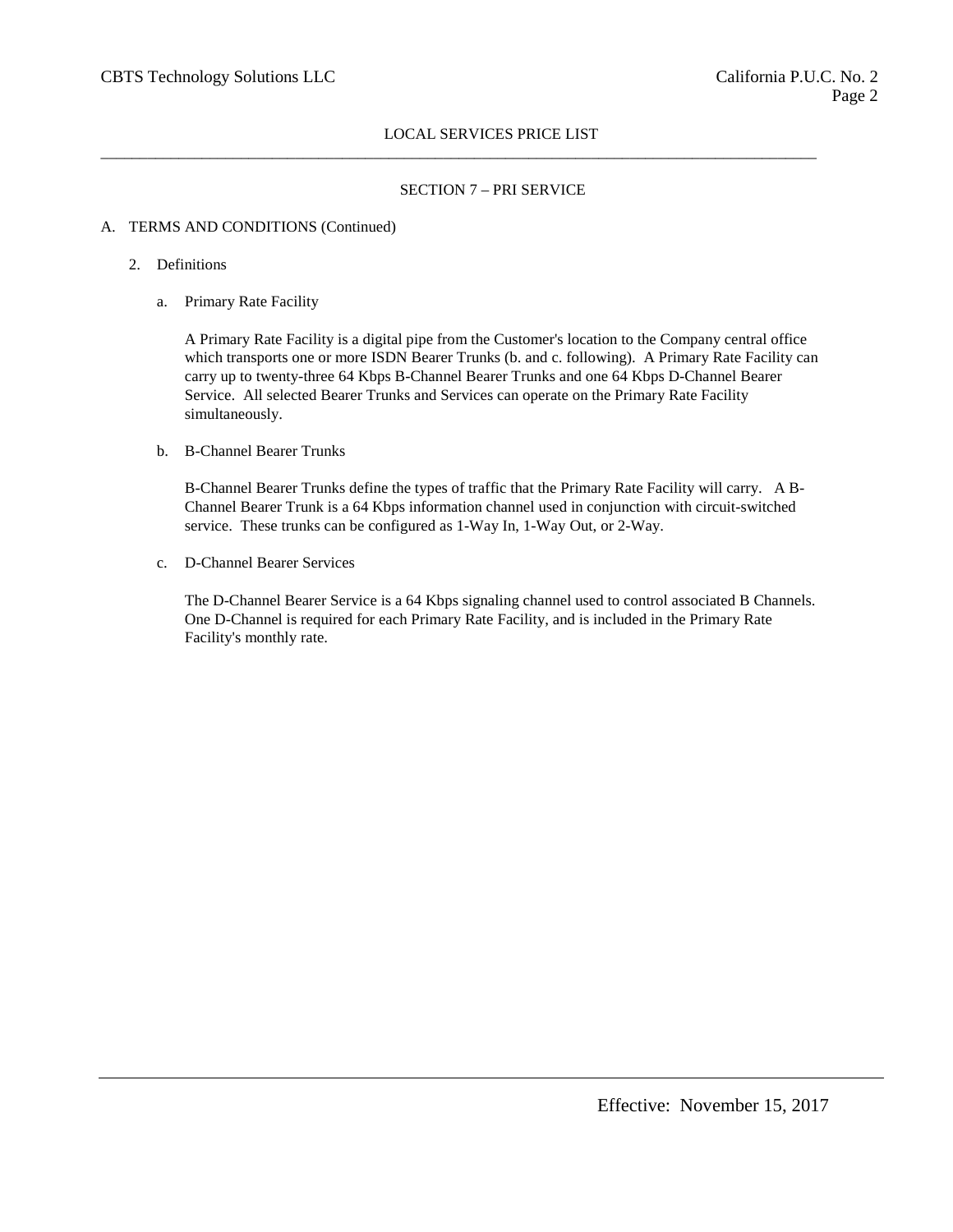## SECTION 7 – PRI SERVICE

A. TERMS AND CONDITIONS (Continued)

2. Definitions

   a. Primary Rate Facility

      A Primary Rate Facility is a digital pipe from the Customer's location to the Company central office which transports one or more ISDN Bearer Trunks (b. and c. following). A Primary Rate Facility can carry up to twenty-three 64 Kbps B-Channel Bearer Trunks and one 64 Kbps D-Channel Bearer Service. All selected Bearer Trunks and Services can operate on the Primary Rate Facility simultaneously.

   b. B-Channel Bearer Trunks

      B-Channel Bearer Trunks define the types of traffic that the Primary Rate Facility will carry. A B-Channel Bearer Trunk is a 64 Kbps information channel used in conjunction with circuit-switched service. These trunks can be configured as 1-Way In, 1-Way Out, or 2-Way.

   c. D-Channel Bearer Services

      The D-Channel Bearer Service is a 64 Kbps signaling channel used to control associated B Channels. One D-Channel is required for each Primary Rate Facility, and is included in the Primary Rate Facility's monthly rate.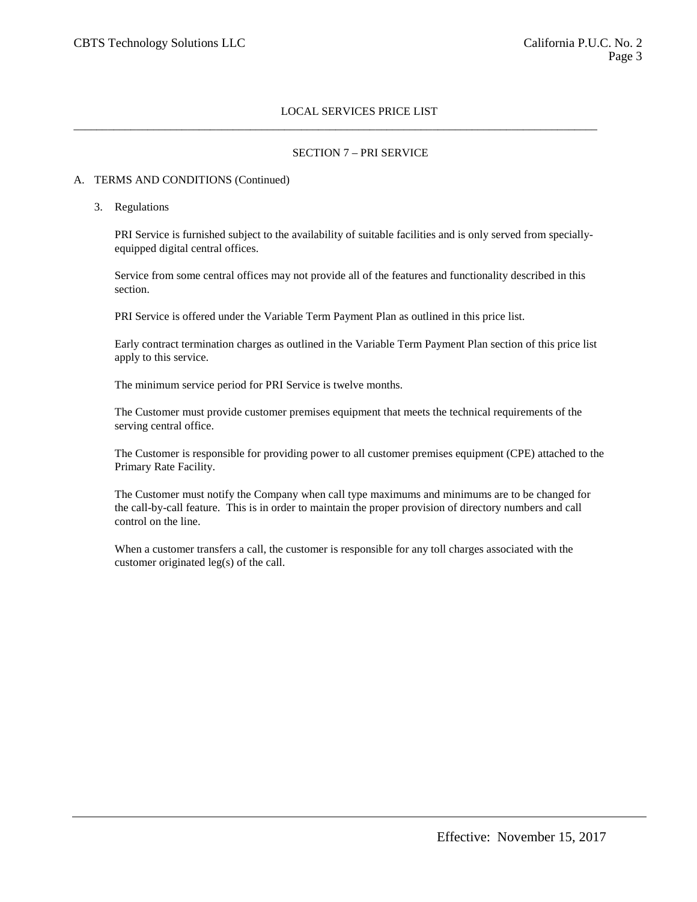LOCAL SERVICES PRICE LIST

## SECTION 7 – PRI SERVICE

A. TERMS AND CONDITIONS (Continued)

3. Regulations

PRI Service is furnished subject to the availability of suitable facilities and is only served from specially-equipped digital central offices.

Service from some central offices may not provide all of the features and functionality described in this section.

PRI Service is offered under the Variable Term Payment Plan as outlined in this price list.

Early contract termination charges as outlined in the Variable Term Payment Plan section of this price list apply to this service.

The minimum service period for PRI Service is twelve months.

The Customer must provide customer premises equipment that meets the technical requirements of the serving central office.

The Customer is responsible for providing power to all customer premises equipment (CPE) attached to the Primary Rate Facility.

The Customer must notify the Company when call type maximums and minimums are to be changed for the call-by-call feature. This is in order to maintain the proper provision of directory numbers and call control on the line.

When a customer transfers a call, the customer is responsible for any toll charges associated with the customer originated leg(s) of the call.

Effective: November 15, 2017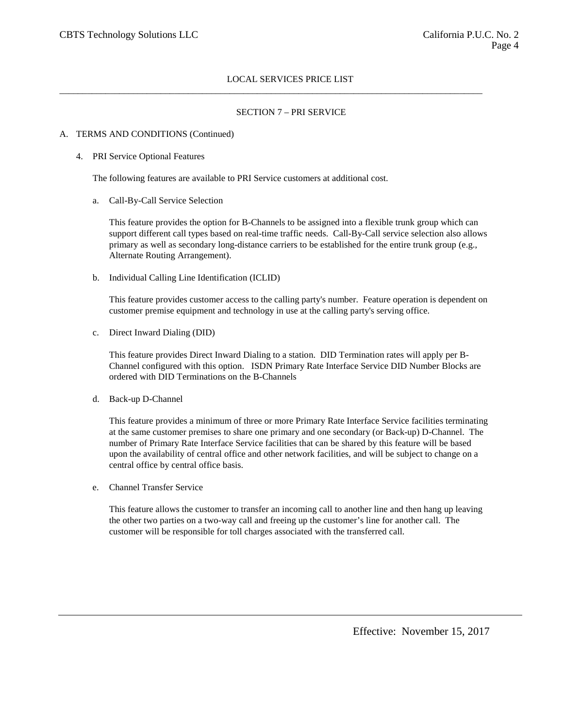LOCAL SERVICES PRICE LIST

## SECTION 7 – PRI SERVICE

A. TERMS AND CONDITIONS (Continued)

4. PRI Service Optional Features

   The following features are available to PRI Service customers at additional cost.

   a. Call-By-Call Service Selection

      This feature provides the option for B-Channels to be assigned into a flexible trunk group which can support different call types based on real-time traffic needs. Call-By-Call service selection also allows primary as well as secondary long-distance carriers to be established for the entire trunk group (e.g., Alternate Routing Arrangement).

   b. Individual Calling Line Identification (ICLID)

      This feature provides customer access to the calling party's number. Feature operation is dependent on customer premise equipment and technology in use at the calling party's serving office.

   c. Direct Inward Dialing (DID)

      This feature provides Direct Inward Dialing to a station. DID Termination rates will apply per B-Channel configured with this option. ISDN Primary Rate Interface Service DID Number Blocks are ordered with DID Terminations on the B-Channels

   d. Back-up D-Channel

      This feature provides a minimum of three or more Primary Rate Interface Service facilities terminating at the same customer premises to share one primary and one secondary (or Back-up) D-Channel. The number of Primary Rate Interface Service facilities that can be shared by this feature will be based upon the availability of central office and other network facilities, and will be subject to change on a central office by central office basis.

   e. Channel Transfer Service

      This feature allows the customer to transfer an incoming call to another line and then hang up leaving the other two parties on a two-way call and freeing up the customer's line for another call. The customer will be responsible for toll charges associated with the transferred call.

Effective: November 15, 2017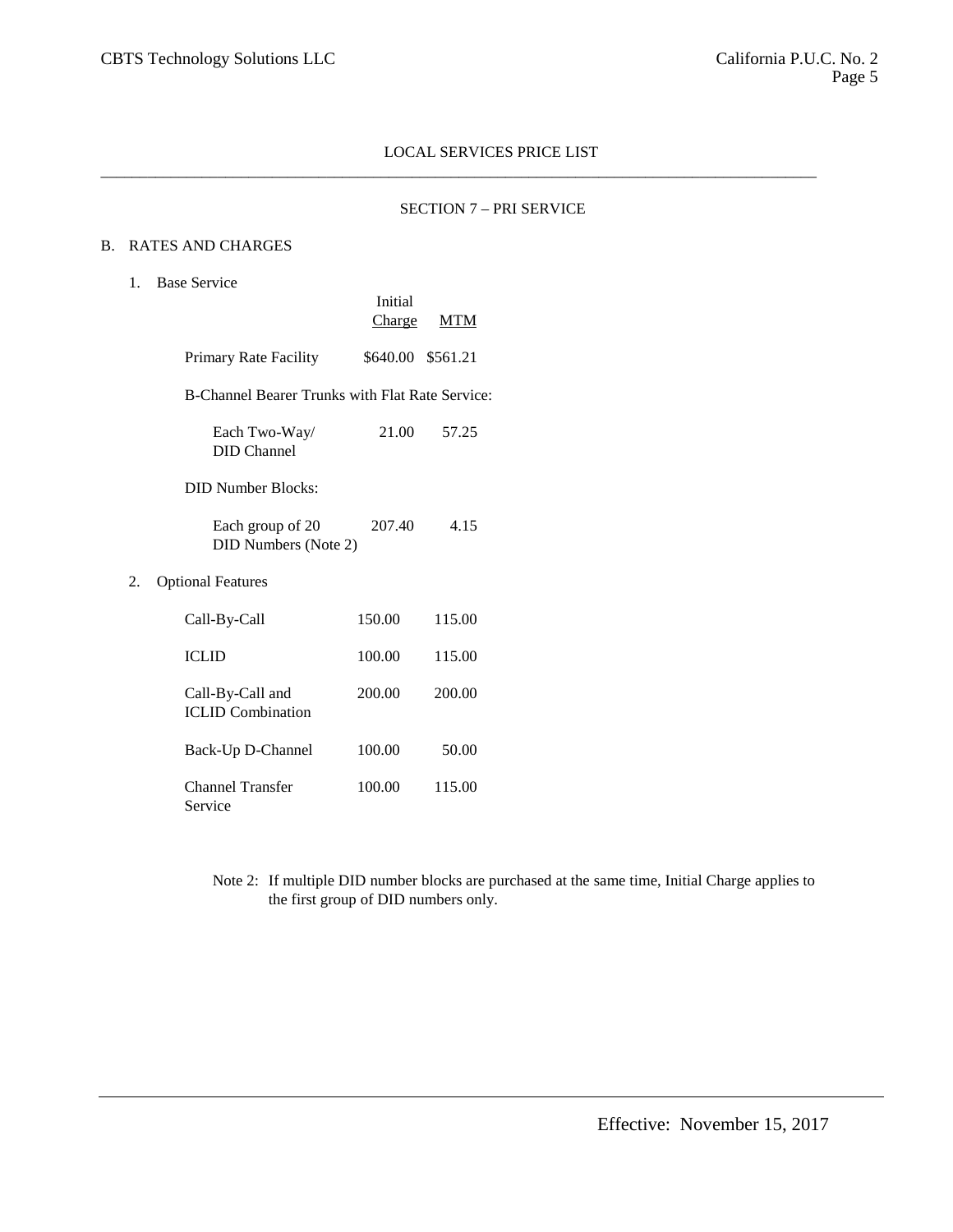LOCAL SERVICES PRICE LIST

SECTION 7 – PRI SERVICE

B. RATES AND CHARGES

1. Base Service

| | Initial Charge | MTM |
|---|---|---|
| Primary Rate Facility | $640.00 | $561.21 |
| B-Channel Bearer Trunks with Flat Rate Service: | | |
| Each Two-Way/ DID Channel | 21.00 | 57.25 |
| DID Number Blocks: | | |
| Each group of 20 DID Numbers (Note 2) | 207.40 | 4.15 |

2. Optional Features

| | Initial Charge | MTM |
|---|---|---|
| Call-By-Call | 150.00 | 115.00 |
| ICLID | 100.00 | 115.00 |
| Call-By-Call and ICLID Combination | 200.00 | 200.00 |
| Back-Up D-Channel | 100.00 | 50.00 |
| Channel Transfer Service | 100.00 | 115.00 |

Note 2: If multiple DID number blocks are purchased at the same time, Initial Charge applies to the first group of DID numbers only.

Effective: November 15, 2017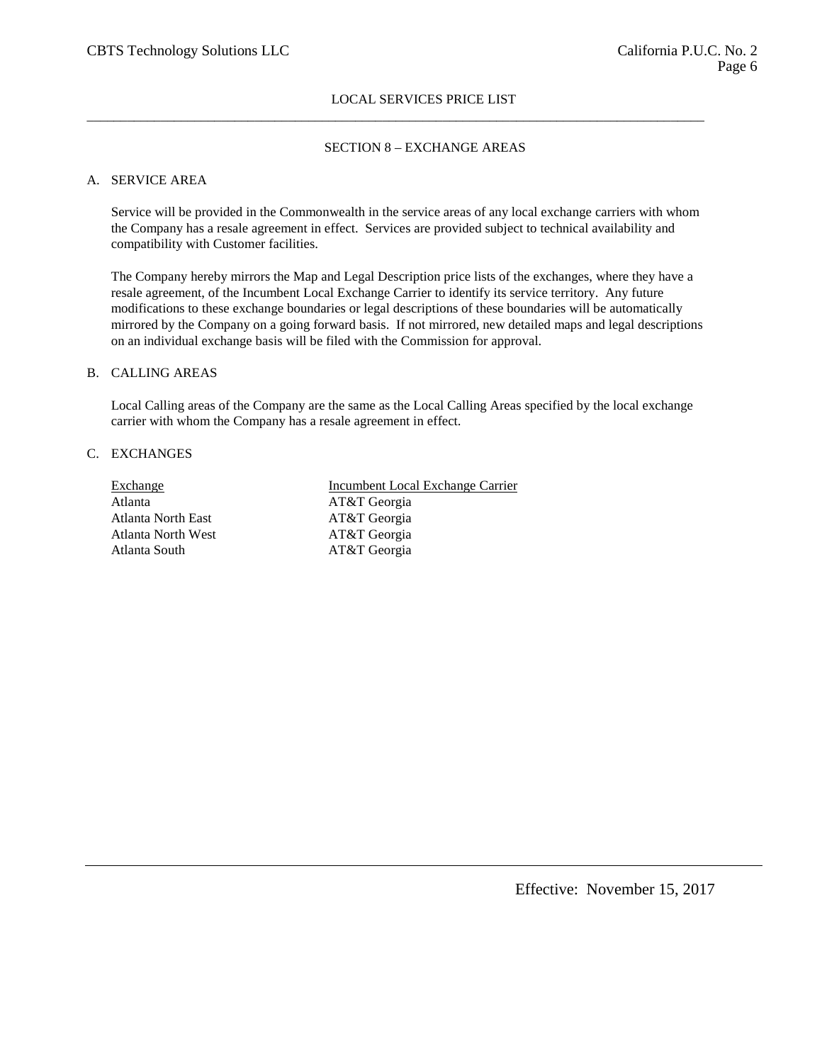LOCAL SERVICES PRICE LIST

## SECTION 8 – EXCHANGE AREAS

### A. SERVICE AREA

Service will be provided in the Commonwealth in the service areas of any local exchange carriers with whom the Company has a resale agreement in effect. Services are provided subject to technical availability and compatibility with Customer facilities.

The Company hereby mirrors the Map and Legal Description price lists of the exchanges, where they have a resale agreement, of the Incumbent Local Exchange Carrier to identify its service territory. Any future modifications to these exchange boundaries or legal descriptions of these boundaries will be automatically mirrored by the Company on a going forward basis. If not mirrored, new detailed maps and legal descriptions on an individual exchange basis will be filed with the Commission for approval.

### B. CALLING AREAS

Local Calling areas of the Company are the same as the Local Calling Areas specified by the local exchange carrier with whom the Company has a resale agreement in effect.

### C. EXCHANGES

| Exchange | Incumbent Local Exchange Carrier |
|---|---|
| Atlanta | AT&T Georgia |
| Atlanta North East | AT&T Georgia |
| Atlanta North West | AT&T Georgia |
| Atlanta South | AT&T Georgia |

Effective: November 15, 2017